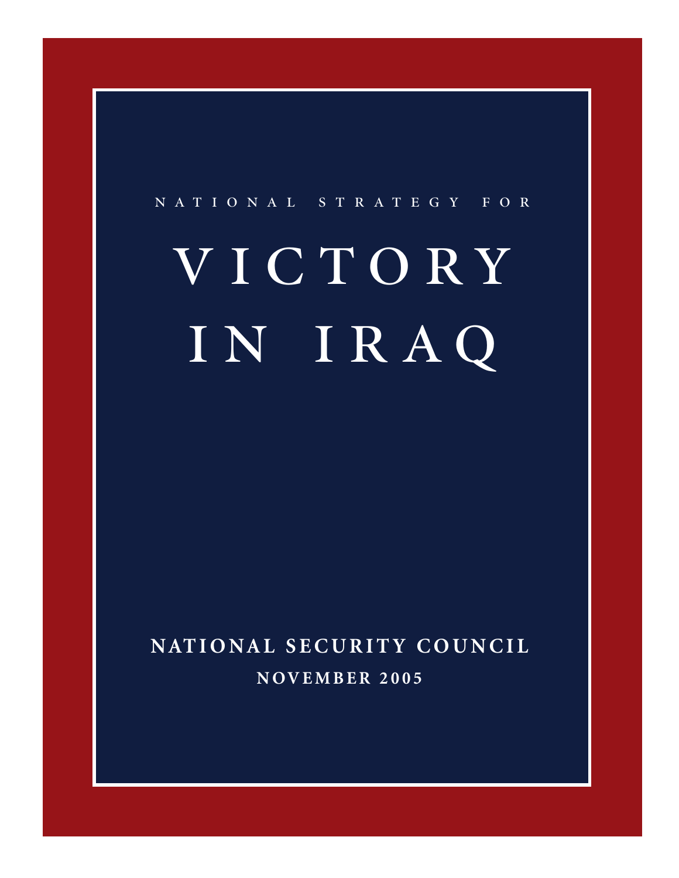NATIONAL STRATEGY FOR

# VICTORY IN IRAQ

**NATIONAL SECURITY COUNCIL**

**NOVEMBER 2005**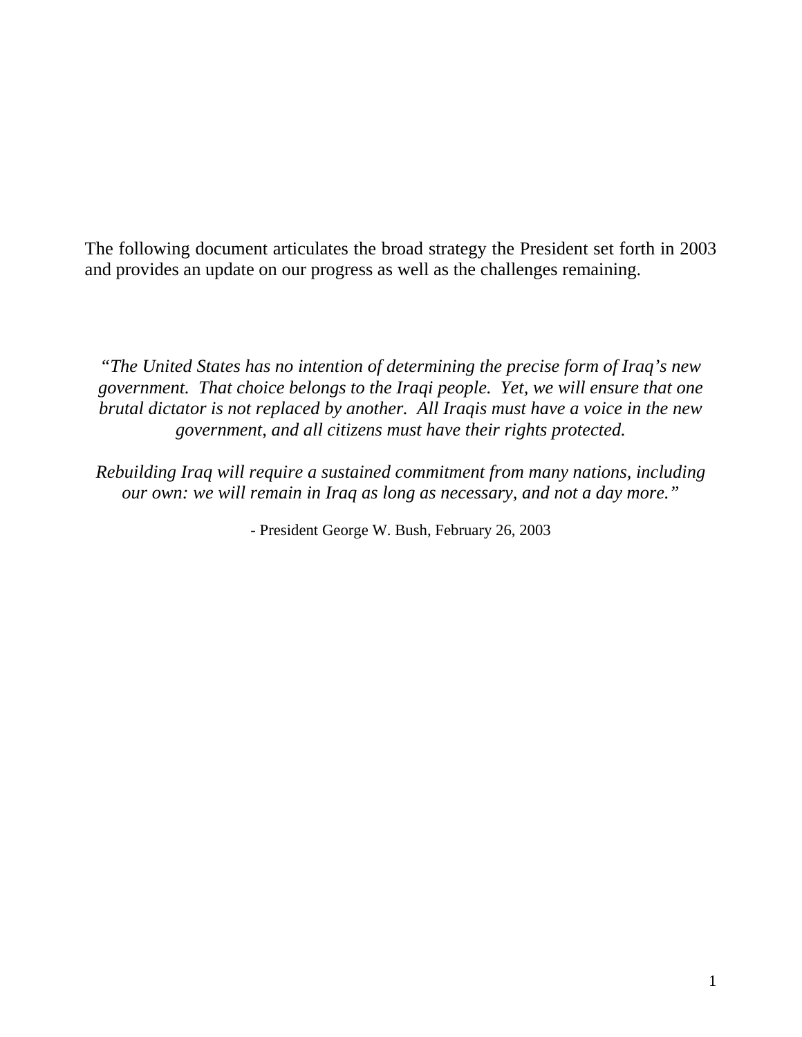The following document articulates the broad strategy the President set forth in 2003 and provides an update on our progress as well as the challenges remaining.

*"The United States has no intention of determining the precise form of Iraq's new government. That choice belongs to the Iraqi people. Yet, we will ensure that one brutal dictator is not replaced by another. All Iraqis must have a voice in the new government, and all citizens must have their rights protected.*

*Rebuilding Iraq will require a sustained commitment from many nations, including our own: we will remain in Iraq as long as necessary, and not a day more."*

- President George W. Bush, February 26, 2003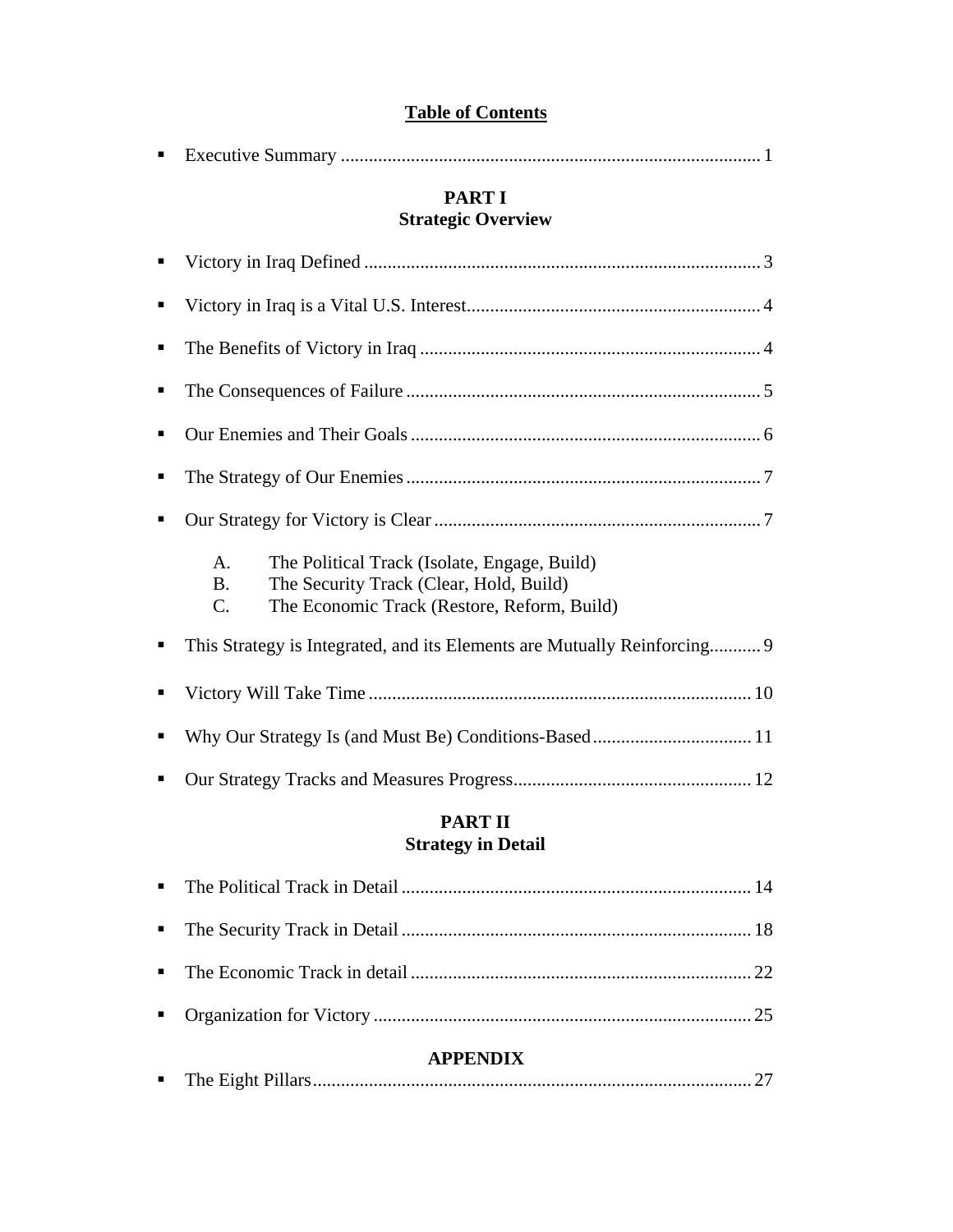# Table of Contents

- Executive Summary ........................................................................................ 1

## PART I
## Strategic Overview

- Victory in Iraq Defined .................................................................................. 3
- Victory in Iraq is a Vital U.S. Interest............................................................. 4
- The Benefits of Victory in Iraq ....................................................................... 4
- The Consequences of Failure .......................................................................... 5
- Our Enemies and Their Goals ......................................................................... 6
- The Strategy of Our Enemies .......................................................................... 7
- Our Strategy for Victory is Clear .................................................................... 7

  A. The Political Track (Isolate, Engage, Build)
  B. The Security Track (Clear, Hold, Build)
  C. The Economic Track (Restore, Reform, Build)

- This Strategy is Integrated, and its Elements are Mutually Reinforcing........... 9
- Victory Will Take Time ................................................................................ 10
- Why Our Strategy Is (and Must Be) Conditions-Based.................................. 11
- Our Strategy Tracks and Measures Progress.................................................. 12

## PART II
## Strategy in Detail

- The Political Track in Detail .......................................................................... 14
- The Security Track in Detail .......................................................................... 18
- The Economic Track in detail ........................................................................ 22
- Organization for Victory ................................................................................ 25

## APPENDIX

- The Eight Pillars............................................................................................. 27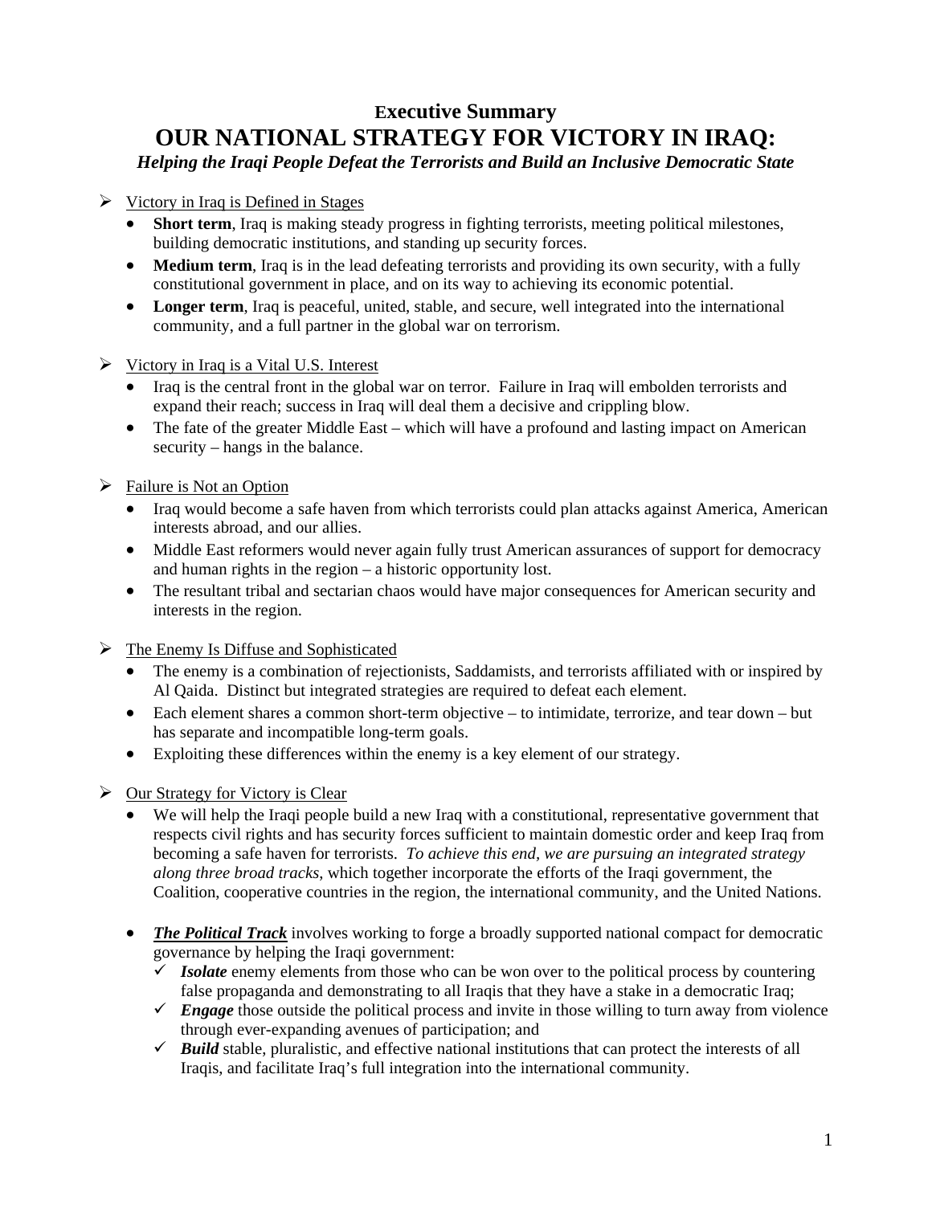## Executive Summary

# OUR NATIONAL STRATEGY FOR VICTORY IN IRAQ:

***Helping the Iraqi People Defeat the Terrorists and Build an Inclusive Democratic State***

- <u>Victory in Iraq is Defined in Stages</u>
  - **Short term**, Iraq is making steady progress in fighting terrorists, meeting political milestones, building democratic institutions, and standing up security forces.
  - **Medium term**, Iraq is in the lead defeating terrorists and providing its own security, with a fully constitutional government in place, and on its way to achieving its economic potential.
  - **Longer term**, Iraq is peaceful, united, stable, and secure, well integrated into the international community, and a full partner in the global war on terrorism.

- <u>Victory in Iraq is a Vital U.S. Interest</u>
  - Iraq is the central front in the global war on terror. Failure in Iraq will embolden terrorists and expand their reach; success in Iraq will deal them a decisive and crippling blow.
  - The fate of the greater Middle East – which will have a profound and lasting impact on American security – hangs in the balance.

- <u>Failure is Not an Option</u>
  - Iraq would become a safe haven from which terrorists could plan attacks against America, American interests abroad, and our allies.
  - Middle East reformers would never again fully trust American assurances of support for democracy and human rights in the region – a historic opportunity lost.
  - The resultant tribal and sectarian chaos would have major consequences for American security and interests in the region.

- <u>The Enemy Is Diffuse and Sophisticated</u>
  - The enemy is a combination of rejectionists, Saddamists, and terrorists affiliated with or inspired by Al Qaida. Distinct but integrated strategies are required to defeat each element.
  - Each element shares a common short-term objective – to intimidate, terrorize, and tear down – but has separate and incompatible long-term goals.
  - Exploiting these differences within the enemy is a key element of our strategy.

- <u>Our Strategy for Victory is Clear</u>
  - We will help the Iraqi people build a new Iraq with a constitutional, representative government that respects civil rights and has security forces sufficient to maintain domestic order and keep Iraq from becoming a safe haven for terrorists. *To achieve this end, we are pursuing an integrated strategy along three broad tracks*, which together incorporate the efforts of the Iraqi government, the Coalition, cooperative countries in the region, the international community, and the United Nations.

  - ***<u>The Political Track</u>*** involves working to forge a broadly supported national compact for democratic governance by helping the Iraqi government:
    - ✓ ***Isolate*** enemy elements from those who can be won over to the political process by countering false propaganda and demonstrating to all Iraqis that they have a stake in a democratic Iraq;
    - ✓ ***Engage*** those outside the political process and invite in those willing to turn away from violence through ever-expanding avenues of participation; and
    - ✓ ***Build*** stable, pluralistic, and effective national institutions that can protect the interests of all Iraqis, and facilitate Iraq's full integration into the international community.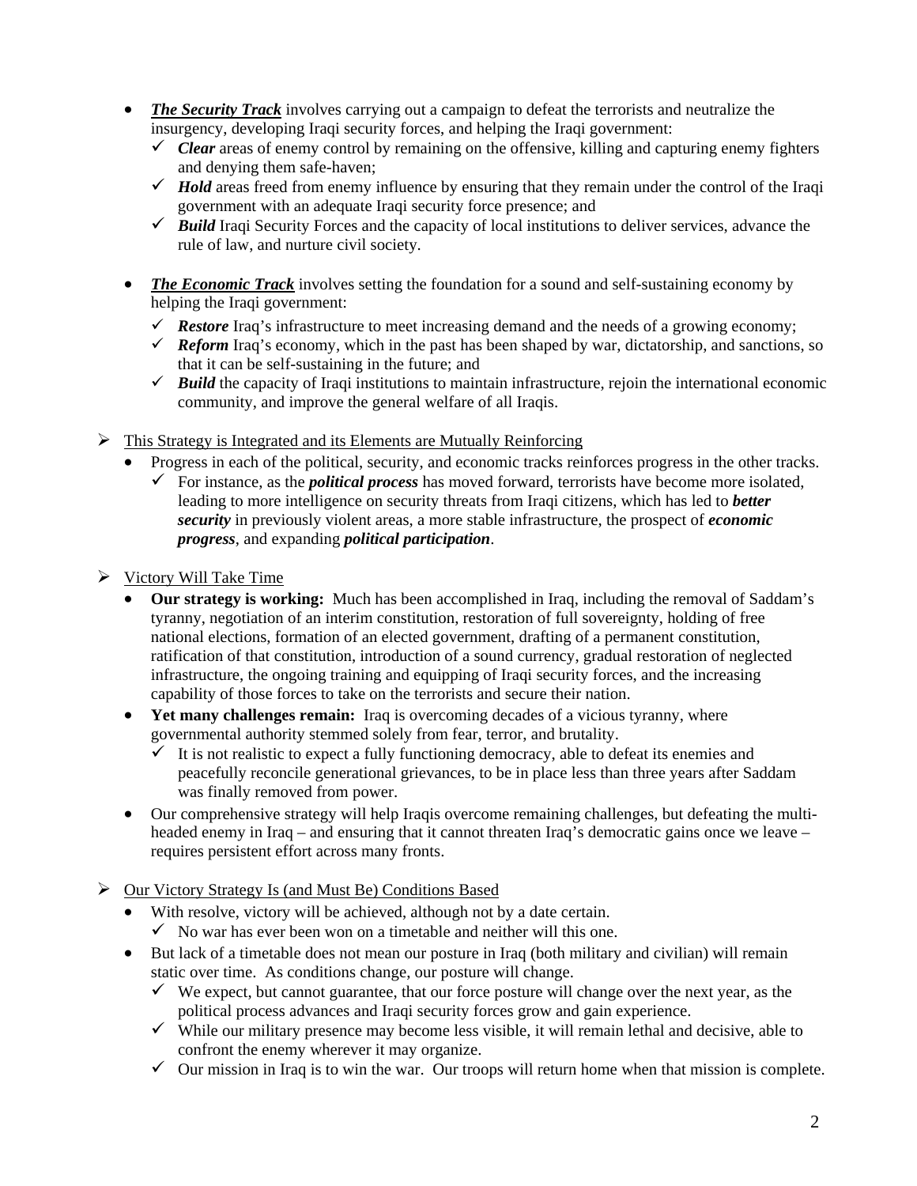- ***The Security Track*** involves carrying out a campaign to defeat the terrorists and neutralize the insurgency, developing Iraqi security forces, and helping the Iraqi government:
  - ✓ ***Clear*** areas of enemy control by remaining on the offensive, killing and capturing enemy fighters and denying them safe-haven;
  - ✓ ***Hold*** areas freed from enemy influence by ensuring that they remain under the control of the Iraqi government with an adequate Iraqi security force presence; and
  - ✓ ***Build*** Iraqi Security Forces and the capacity of local institutions to deliver services, advance the rule of law, and nurture civil society.

- ***The Economic Track*** involves setting the foundation for a sound and self-sustaining economy by helping the Iraqi government:
  - ✓ ***Restore*** Iraq's infrastructure to meet increasing demand and the needs of a growing economy;
  - ✓ ***Reform*** Iraq's economy, which in the past has been shaped by war, dictatorship, and sanctions, so that it can be self-sustaining in the future; and
  - ✓ ***Build*** the capacity of Iraqi institutions to maintain infrastructure, rejoin the international economic community, and improve the general welfare of all Iraqis.

➢ <u>This Strategy is Integrated and its Elements are Mutually Reinforcing</u>

- Progress in each of the political, security, and economic tracks reinforces progress in the other tracks.
  - ✓ For instance, as the ***political process*** has moved forward, terrorists have become more isolated, leading to more intelligence on security threats from Iraqi citizens, which has led to ***better security*** in previously violent areas, a more stable infrastructure, the prospect of ***economic progress***, and expanding ***political participation***.

➢ <u>Victory Will Take Time</u>

- **Our strategy is working:** Much has been accomplished in Iraq, including the removal of Saddam's tyranny, negotiation of an interim constitution, restoration of full sovereignty, holding of free national elections, formation of an elected government, drafting of a permanent constitution, ratification of that constitution, introduction of a sound currency, gradual restoration of neglected infrastructure, the ongoing training and equipping of Iraqi security forces, and the increasing capability of those forces to take on the terrorists and secure their nation.
- **Yet many challenges remain:** Iraq is overcoming decades of a vicious tyranny, where governmental authority stemmed solely from fear, terror, and brutality.
  - ✓ It is not realistic to expect a fully functioning democracy, able to defeat its enemies and peacefully reconcile generational grievances, to be in place less than three years after Saddam was finally removed from power.
- Our comprehensive strategy will help Iraqis overcome remaining challenges, but defeating the multi-headed enemy in Iraq – and ensuring that it cannot threaten Iraq's democratic gains once we leave – requires persistent effort across many fronts.

➢ <u>Our Victory Strategy Is (and Must Be) Conditions Based</u>

- With resolve, victory will be achieved, although not by a date certain.
  - ✓ No war has ever been won on a timetable and neither will this one.
- But lack of a timetable does not mean our posture in Iraq (both military and civilian) will remain static over time. As conditions change, our posture will change.
  - ✓ We expect, but cannot guarantee, that our force posture will change over the next year, as the political process advances and Iraqi security forces grow and gain experience.
  - ✓ While our military presence may become less visible, it will remain lethal and decisive, able to confront the enemy wherever it may organize.
  - ✓ Our mission in Iraq is to win the war. Our troops will return home when that mission is complete.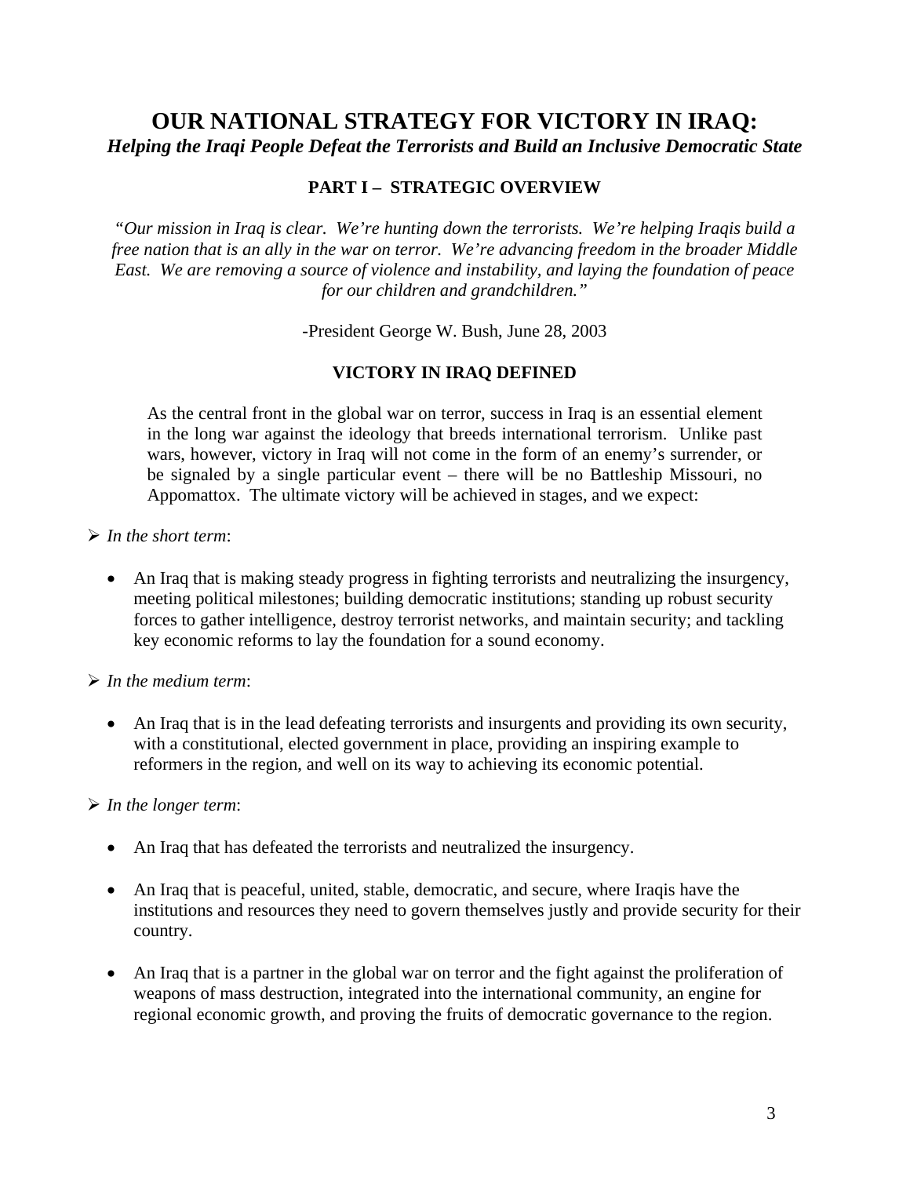# OUR NATIONAL STRATEGY FOR VICTORY IN IRAQ:

***Helping the Iraqi People Defeat the Terrorists and Build an Inclusive Democratic State***

## PART I – STRATEGIC OVERVIEW

*"Our mission in Iraq is clear. We're hunting down the terrorists. We're helping Iraqis build a free nation that is an ally in the war on terror. We're advancing freedom in the broader Middle East. We are removing a source of violence and instability, and laying the foundation of peace for our children and grandchildren."*

-President George W. Bush, June 28, 2003

### VICTORY IN IRAQ DEFINED

As the central front in the global war on terror, success in Iraq is an essential element in the long war against the ideology that breeds international terrorism. Unlike past wars, however, victory in Iraq will not come in the form of an enemy's surrender, or be signaled by a single particular event – there will be no Battleship Missouri, no Appomattox. The ultimate victory will be achieved in stages, and we expect:

- *In the short term*:
  - An Iraq that is making steady progress in fighting terrorists and neutralizing the insurgency, meeting political milestones; building democratic institutions; standing up robust security forces to gather intelligence, destroy terrorist networks, and maintain security; and tackling key economic reforms to lay the foundation for a sound economy.

- *In the medium term*:
  - An Iraq that is in the lead defeating terrorists and insurgents and providing its own security, with a constitutional, elected government in place, providing an inspiring example to reformers in the region, and well on its way to achieving its economic potential.

- *In the longer term*:
  - An Iraq that has defeated the terrorists and neutralized the insurgency.
  - An Iraq that is peaceful, united, stable, democratic, and secure, where Iraqis have the institutions and resources they need to govern themselves justly and provide security for their country.
  - An Iraq that is a partner in the global war on terror and the fight against the proliferation of weapons of mass destruction, integrated into the international community, an engine for regional economic growth, and proving the fruits of democratic governance to the region.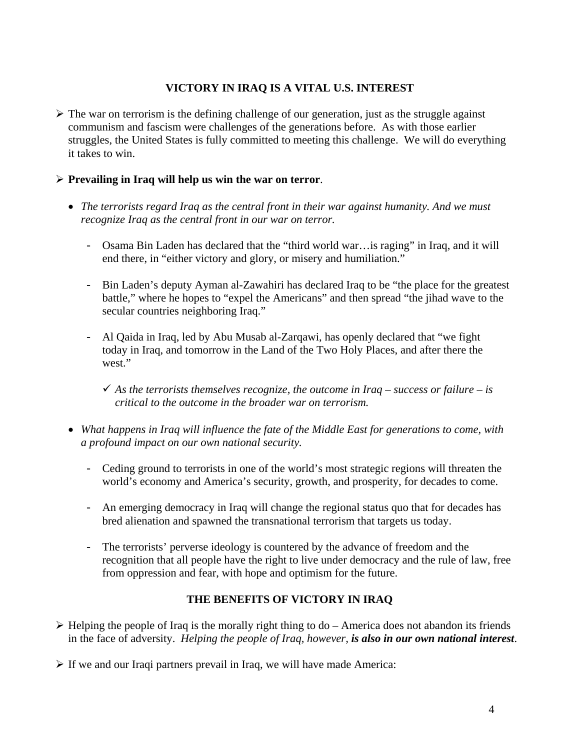## VICTORY IN IRAQ IS A VITAL U.S. INTEREST

- The war on terrorism is the defining challenge of our generation, just as the struggle against communism and fascism were challenges of the generations before. As with those earlier struggles, the United States is fully committed to meeting this challenge. We will do everything it takes to win.

- **Prevailing in Iraq will help us win the war on terror**.

  - *The terrorists regard Iraq as the central front in their war against humanity. And we must recognize Iraq as the central front in our war on terror.*

    - Osama Bin Laden has declared that the "third world war…is raging" in Iraq, and it will end there, in "either victory and glory, or misery and humiliation."

    - Bin Laden's deputy Ayman al-Zawahiri has declared Iraq to be "the place for the greatest battle," where he hopes to "expel the Americans" and then spread "the jihad wave to the secular countries neighboring Iraq."

    - Al Qaida in Iraq, led by Abu Musab al-Zarqawi, has openly declared that "we fight today in Iraq, and tomorrow in the Land of the Two Holy Places, and after there the west."

      - ✓ *As the terrorists themselves recognize, the outcome in Iraq – success or failure – is critical to the outcome in the broader war on terrorism.*

  - *What happens in Iraq will influence the fate of the Middle East for generations to come, with a profound impact on our own national security.*

    - Ceding ground to terrorists in one of the world's most strategic regions will threaten the world's economy and America's security, growth, and prosperity, for decades to come.

    - An emerging democracy in Iraq will change the regional status quo that for decades has bred alienation and spawned the transnational terrorism that targets us today.

    - The terrorists' perverse ideology is countered by the advance of freedom and the recognition that all people have the right to live under democracy and the rule of law, free from oppression and fear, with hope and optimism for the future.

## THE BENEFITS OF VICTORY IN IRAQ

- Helping the people of Iraq is the morally right thing to do – America does not abandon its friends in the face of adversity. *Helping the people of Iraq, however,* ***is also in our own national interest****.*

- If we and our Iraqi partners prevail in Iraq, we will have made America: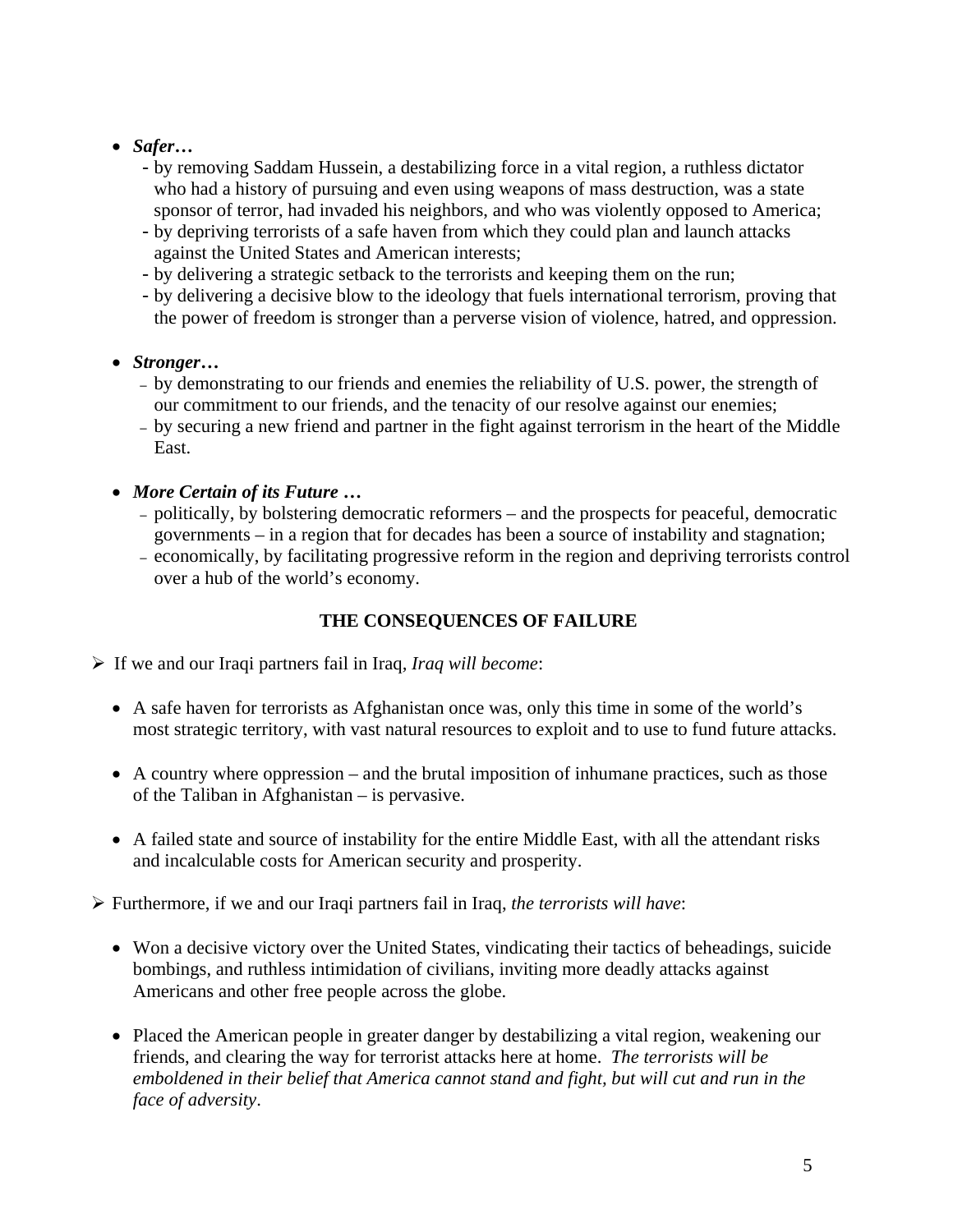- ***Safer…***
  - by removing Saddam Hussein, a destabilizing force in a vital region, a ruthless dictator who had a history of pursuing and even using weapons of mass destruction, was a state sponsor of terror, had invaded his neighbors, and who was violently opposed to America;
  - by depriving terrorists of a safe haven from which they could plan and launch attacks against the United States and American interests;
  - by delivering a strategic setback to the terrorists and keeping them on the run;
  - by delivering a decisive blow to the ideology that fuels international terrorism, proving that the power of freedom is stronger than a perverse vision of violence, hatred, and oppression.

- ***Stronger…***
  - by demonstrating to our friends and enemies the reliability of U.S. power, the strength of our commitment to our friends, and the tenacity of our resolve against our enemies;
  - by securing a new friend and partner in the fight against terrorism in the heart of the Middle East.

- ***More Certain of its Future …***
  - politically, by bolstering democratic reformers – and the prospects for peaceful, democratic governments – in a region that for decades has been a source of instability and stagnation;
  - economically, by facilitating progressive reform in the region and depriving terrorists control over a hub of the world's economy.

## THE CONSEQUENCES OF FAILURE

- If we and our Iraqi partners fail in Iraq, *Iraq will become*:
  - A safe haven for terrorists as Afghanistan once was, only this time in some of the world's most strategic territory, with vast natural resources to exploit and to use to fund future attacks.
  - A country where oppression – and the brutal imposition of inhumane practices, such as those of the Taliban in Afghanistan – is pervasive.
  - A failed state and source of instability for the entire Middle East, with all the attendant risks and incalculable costs for American security and prosperity.

- Furthermore, if we and our Iraqi partners fail in Iraq, *the terrorists will have*:
  - Won a decisive victory over the United States, vindicating their tactics of beheadings, suicide bombings, and ruthless intimidation of civilians, inviting more deadly attacks against Americans and other free people across the globe.
  - Placed the American people in greater danger by destabilizing a vital region, weakening our friends, and clearing the way for terrorist attacks here at home. *The terrorists will be emboldened in their belief that America cannot stand and fight, but will cut and run in the face of adversity*.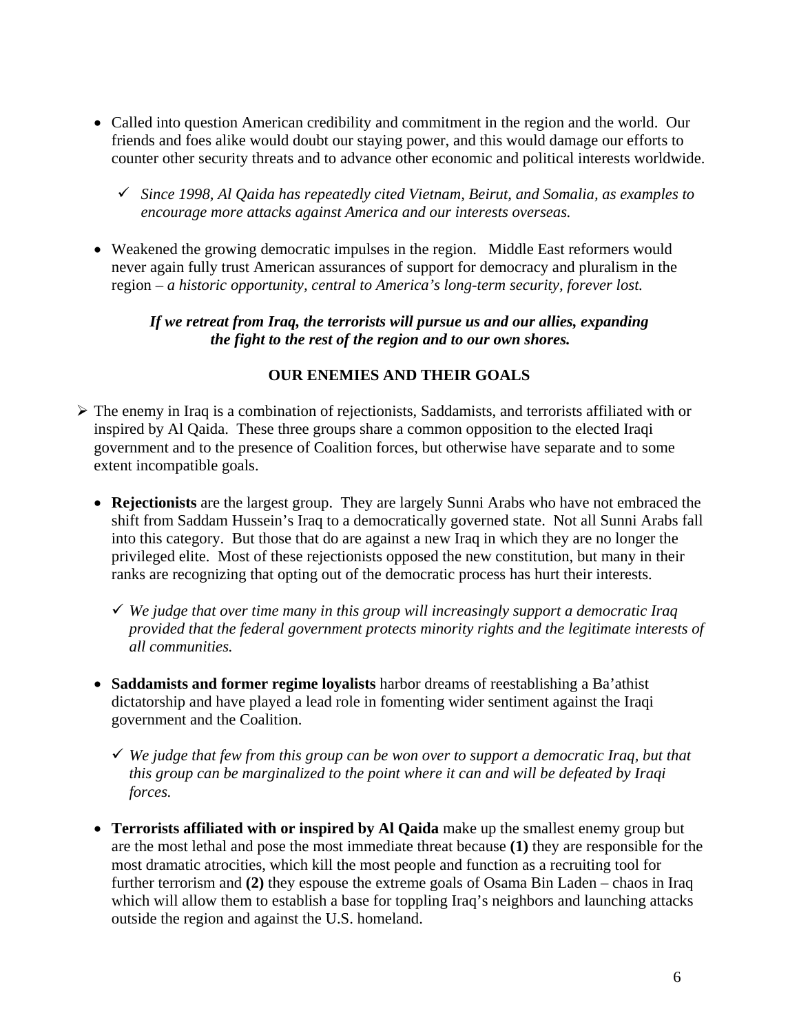- Called into question American credibility and commitment in the region and the world. Our friends and foes alike would doubt our staying power, and this would damage our efforts to counter other security threats and to advance other economic and political interests worldwide.

  - ✓ *Since 1998, Al Qaida has repeatedly cited Vietnam, Beirut, and Somalia, as examples to encourage more attacks against America and our interests overseas.*

- Weakened the growing democratic impulses in the region. Middle East reformers would never again fully trust American assurances of support for democracy and pluralism in the region – *a historic opportunity, central to America's long-term security, forever lost.*

***If we retreat from Iraq, the terrorists will pursue us and our allies, expanding the fight to the rest of the region and to our own shores.***

## OUR ENEMIES AND THEIR GOALS

➢ The enemy in Iraq is a combination of rejectionists, Saddamists, and terrorists affiliated with or inspired by Al Qaida. These three groups share a common opposition to the elected Iraqi government and to the presence of Coalition forces, but otherwise have separate and to some extent incompatible goals.

- **Rejectionists** are the largest group. They are largely Sunni Arabs who have not embraced the shift from Saddam Hussein's Iraq to a democratically governed state. Not all Sunni Arabs fall into this category. But those that do are against a new Iraq in which they are no longer the privileged elite. Most of these rejectionists opposed the new constitution, but many in their ranks are recognizing that opting out of the democratic process has hurt their interests.

  - ✓ *We judge that over time many in this group will increasingly support a democratic Iraq provided that the federal government protects minority rights and the legitimate interests of all communities.*

- **Saddamists and former regime loyalists** harbor dreams of reestablishing a Ba'athist dictatorship and have played a lead role in fomenting wider sentiment against the Iraqi government and the Coalition.

  - ✓ *We judge that few from this group can be won over to support a democratic Iraq, but that this group can be marginalized to the point where it can and will be defeated by Iraqi forces.*

- **Terrorists affiliated with or inspired by Al Qaida** make up the smallest enemy group but are the most lethal and pose the most immediate threat because **(1)** they are responsible for the most dramatic atrocities, which kill the most people and function as a recruiting tool for further terrorism and **(2)** they espouse the extreme goals of Osama Bin Laden – chaos in Iraq which will allow them to establish a base for toppling Iraq's neighbors and launching attacks outside the region and against the U.S. homeland.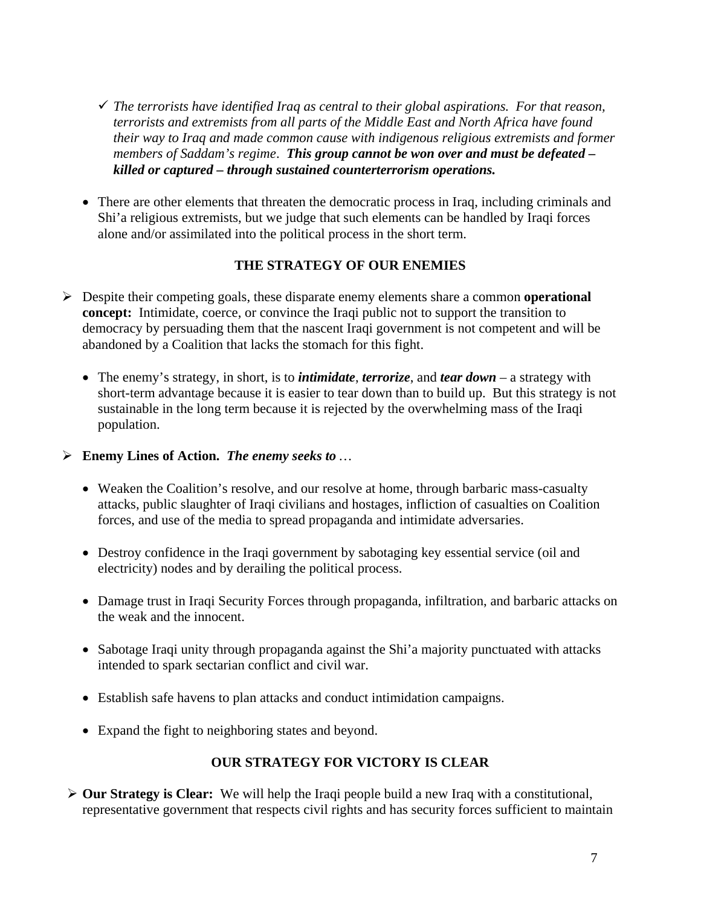- ✓ *The terrorists have identified Iraq as central to their global aspirations. For that reason, terrorists and extremists from all parts of the Middle East and North Africa have found their way to Iraq and made common cause with indigenous religious extremists and former members of Saddam's regime*. ***This group cannot be won over and must be defeated – killed or captured – through sustained counterterrorism operations.***

- There are other elements that threaten the democratic process in Iraq, including criminals and Shi'a religious extremists, but we judge that such elements can be handled by Iraqi forces alone and/or assimilated into the political process in the short term.

## THE STRATEGY OF OUR ENEMIES

- Despite their competing goals, these disparate enemy elements share a common **operational concept:** Intimidate, coerce, or convince the Iraqi public not to support the transition to democracy by persuading them that the nascent Iraqi government is not competent and will be abandoned by a Coalition that lacks the stomach for this fight.

  - The enemy's strategy, in short, is to ***intimidate***, ***terrorize***, and ***tear down*** – a strategy with short-term advantage because it is easier to tear down than to build up. But this strategy is not sustainable in the long term because it is rejected by the overwhelming mass of the Iraqi population.

- **Enemy Lines of Action.** ***The enemy seeks to*** …

  - Weaken the Coalition's resolve, and our resolve at home, through barbaric mass-casualty attacks, public slaughter of Iraqi civilians and hostages, infliction of casualties on Coalition forces, and use of the media to spread propaganda and intimidate adversaries.

  - Destroy confidence in the Iraqi government by sabotaging key essential service (oil and electricity) nodes and by derailing the political process.

  - Damage trust in Iraqi Security Forces through propaganda, infiltration, and barbaric attacks on the weak and the innocent.

  - Sabotage Iraqi unity through propaganda against the Shi'a majority punctuated with attacks intended to spark sectarian conflict and civil war.

  - Establish safe havens to plan attacks and conduct intimidation campaigns.

  - Expand the fight to neighboring states and beyond.

## OUR STRATEGY FOR VICTORY IS CLEAR

- **Our Strategy is Clear:** We will help the Iraqi people build a new Iraq with a constitutional, representative government that respects civil rights and has security forces sufficient to maintain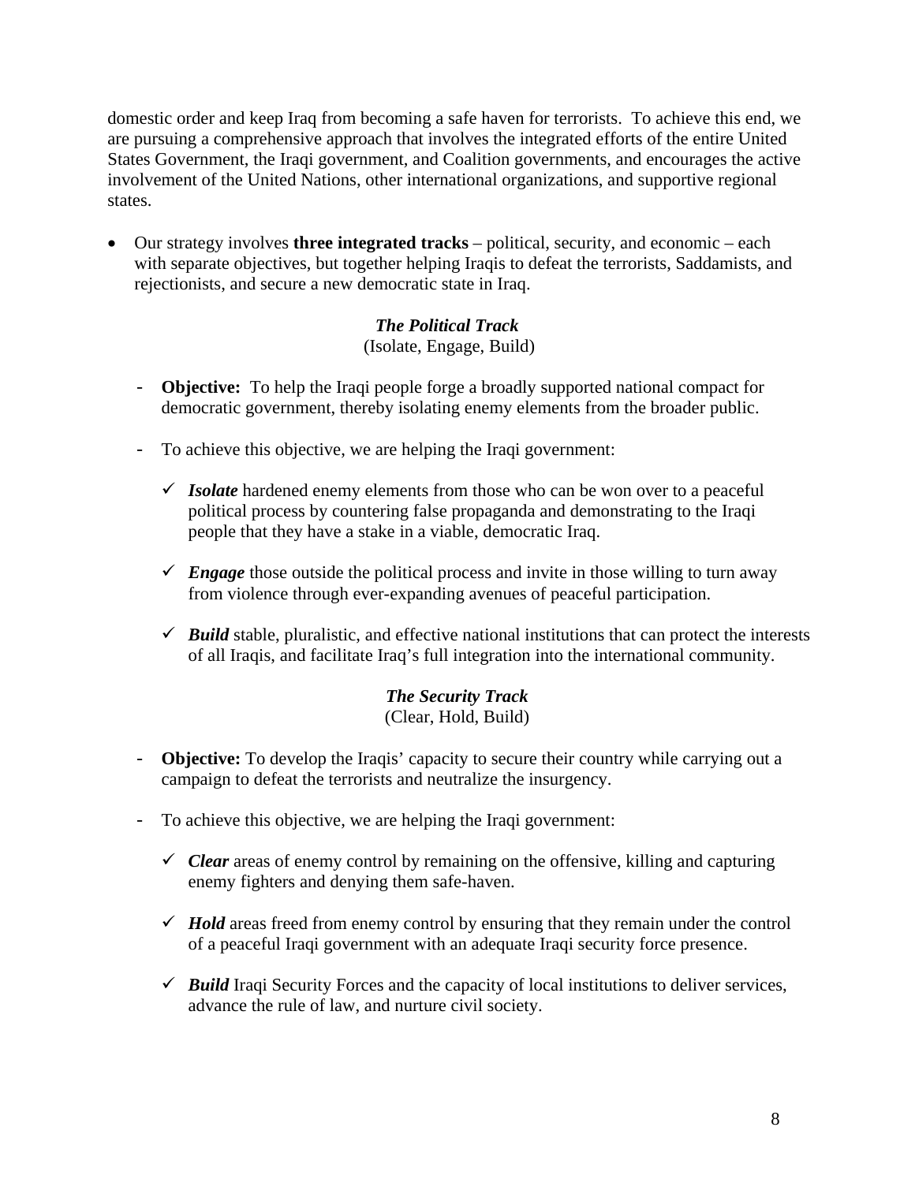domestic order and keep Iraq from becoming a safe haven for terrorists. To achieve this end, we are pursuing a comprehensive approach that involves the integrated efforts of the entire United States Government, the Iraqi government, and Coalition governments, and encourages the active involvement of the United Nations, other international organizations, and supportive regional states.

- Our strategy involves **three integrated tracks** – political, security, and economic – each with separate objectives, but together helping Iraqis to defeat the terrorists, Saddamists, and rejectionists, and secure a new democratic state in Iraq.

***The Political Track***
(Isolate, Engage, Build)

- **Objective:** To help the Iraqi people forge a broadly supported national compact for democratic government, thereby isolating enemy elements from the broader public.

- To achieve this objective, we are helping the Iraqi government:

  - ✓ ***Isolate*** hardened enemy elements from those who can be won over to a peaceful political process by countering false propaganda and demonstrating to the Iraqi people that they have a stake in a viable, democratic Iraq.

  - ✓ ***Engage*** those outside the political process and invite in those willing to turn away from violence through ever-expanding avenues of peaceful participation.

  - ✓ ***Build*** stable, pluralistic, and effective national institutions that can protect the interests of all Iraqis, and facilitate Iraq's full integration into the international community.

***The Security Track***
(Clear, Hold, Build)

- **Objective:** To develop the Iraqis' capacity to secure their country while carrying out a campaign to defeat the terrorists and neutralize the insurgency.

- To achieve this objective, we are helping the Iraqi government:

  - ✓ ***Clear*** areas of enemy control by remaining on the offensive, killing and capturing enemy fighters and denying them safe-haven.

  - ✓ ***Hold*** areas freed from enemy control by ensuring that they remain under the control of a peaceful Iraqi government with an adequate Iraqi security force presence.

  - ✓ ***Build*** Iraqi Security Forces and the capacity of local institutions to deliver services, advance the rule of law, and nurture civil society.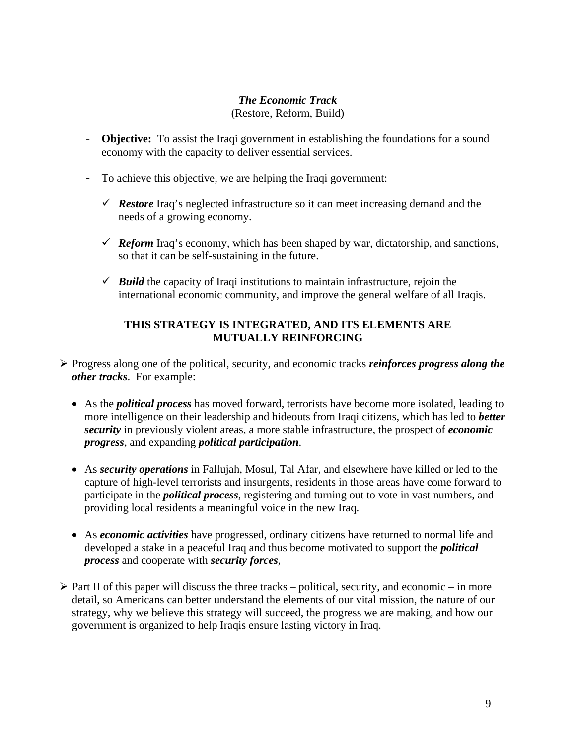### *The Economic Track*
(Restore, Reform, Build)

- **Objective:** To assist the Iraqi government in establishing the foundations for a sound economy with the capacity to deliver essential services.

- To achieve this objective, we are helping the Iraqi government:

  - ✓ ***Restore*** Iraq's neglected infrastructure so it can meet increasing demand and the needs of a growing economy.

  - ✓ ***Reform*** Iraq's economy, which has been shaped by war, dictatorship, and sanctions, so that it can be self-sustaining in the future.

  - ✓ ***Build*** the capacity of Iraqi institutions to maintain infrastructure, rejoin the international economic community, and improve the general welfare of all Iraqis.

## THIS STRATEGY IS INTEGRATED, AND ITS ELEMENTS ARE MUTUALLY REINFORCING

- Progress along one of the political, security, and economic tracks ***reinforces progress along the other tracks***. For example:

  - As the ***political process*** has moved forward, terrorists have become more isolated, leading to more intelligence on their leadership and hideouts from Iraqi citizens, which has led to ***better security*** in previously violent areas, a more stable infrastructure, the prospect of ***economic progress***, and expanding ***political participation***.

  - As ***security operations*** in Fallujah, Mosul, Tal Afar, and elsewhere have killed or led to the capture of high-level terrorists and insurgents, residents in those areas have come forward to participate in the ***political process***, registering and turning out to vote in vast numbers, and providing local residents a meaningful voice in the new Iraq.

  - As ***economic activities*** have progressed, ordinary citizens have returned to normal life and developed a stake in a peaceful Iraq and thus become motivated to support the ***political process*** and cooperate with ***security forces***,

- Part II of this paper will discuss the three tracks – political, security, and economic – in more detail, so Americans can better understand the elements of our vital mission, the nature of our strategy, why we believe this strategy will succeed, the progress we are making, and how our government is organized to help Iraqis ensure lasting victory in Iraq.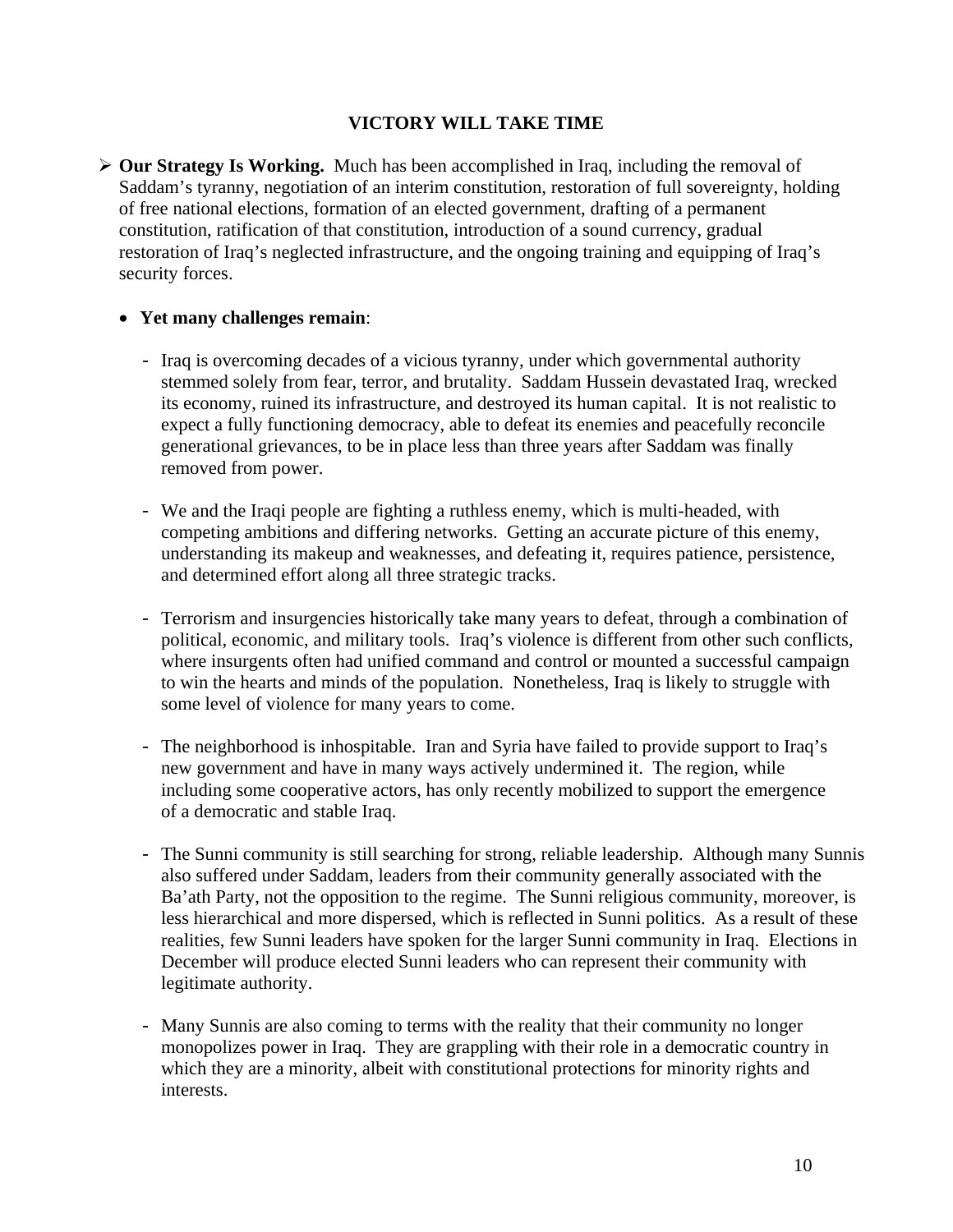## VICTORY WILL TAKE TIME

- **Our Strategy Is Working.** Much has been accomplished in Iraq, including the removal of Saddam's tyranny, negotiation of an interim constitution, restoration of full sovereignty, holding of free national elections, formation of an elected government, drafting of a permanent constitution, ratification of that constitution, introduction of a sound currency, gradual restoration of Iraq's neglected infrastructure, and the ongoing training and equipping of Iraq's security forces.

  - **Yet many challenges remain**:

    - Iraq is overcoming decades of a vicious tyranny, under which governmental authority stemmed solely from fear, terror, and brutality. Saddam Hussein devastated Iraq, wrecked its economy, ruined its infrastructure, and destroyed its human capital. It is not realistic to expect a fully functioning democracy, able to defeat its enemies and peacefully reconcile generational grievances, to be in place less than three years after Saddam was finally removed from power.

    - We and the Iraqi people are fighting a ruthless enemy, which is multi-headed, with competing ambitions and differing networks. Getting an accurate picture of this enemy, understanding its makeup and weaknesses, and defeating it, requires patience, persistence, and determined effort along all three strategic tracks.

    - Terrorism and insurgencies historically take many years to defeat, through a combination of political, economic, and military tools. Iraq's violence is different from other such conflicts, where insurgents often had unified command and control or mounted a successful campaign to win the hearts and minds of the population. Nonetheless, Iraq is likely to struggle with some level of violence for many years to come.

    - The neighborhood is inhospitable. Iran and Syria have failed to provide support to Iraq's new government and have in many ways actively undermined it. The region, while including some cooperative actors, has only recently mobilized to support the emergence of a democratic and stable Iraq.

    - The Sunni community is still searching for strong, reliable leadership. Although many Sunnis also suffered under Saddam, leaders from their community generally associated with the Ba'ath Party, not the opposition to the regime. The Sunni religious community, moreover, is less hierarchical and more dispersed, which is reflected in Sunni politics. As a result of these realities, few Sunni leaders have spoken for the larger Sunni community in Iraq. Elections in December will produce elected Sunni leaders who can represent their community with legitimate authority.

    - Many Sunnis are also coming to terms with the reality that their community no longer monopolizes power in Iraq. They are grappling with their role in a democratic country in which they are a minority, albeit with constitutional protections for minority rights and interests.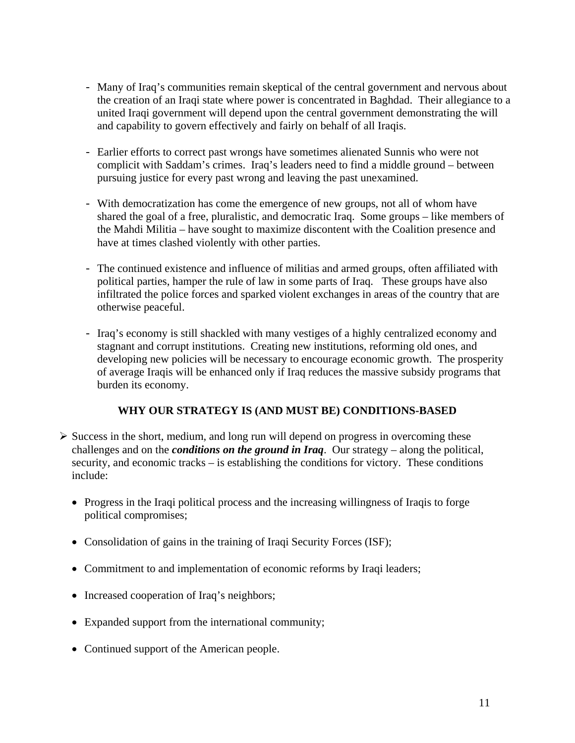- Many of Iraq's communities remain skeptical of the central government and nervous about the creation of an Iraqi state where power is concentrated in Baghdad. Their allegiance to a united Iraqi government will depend upon the central government demonstrating the will and capability to govern effectively and fairly on behalf of all Iraqis.

- Earlier efforts to correct past wrongs have sometimes alienated Sunnis who were not complicit with Saddam's crimes. Iraq's leaders need to find a middle ground – between pursuing justice for every past wrong and leaving the past unexamined.

- With democratization has come the emergence of new groups, not all of whom have shared the goal of a free, pluralistic, and democratic Iraq. Some groups – like members of the Mahdi Militia – have sought to maximize discontent with the Coalition presence and have at times clashed violently with other parties.

- The continued existence and influence of militias and armed groups, often affiliated with political parties, hamper the rule of law in some parts of Iraq. These groups have also infiltrated the police forces and sparked violent exchanges in areas of the country that are otherwise peaceful.

- Iraq's economy is still shackled with many vestiges of a highly centralized economy and stagnant and corrupt institutions. Creating new institutions, reforming old ones, and developing new policies will be necessary to encourage economic growth. The prosperity of average Iraqis will be enhanced only if Iraq reduces the massive subsidy programs that burden its economy.

### WHY OUR STRATEGY IS (AND MUST BE) CONDITIONS-BASED

- Success in the short, medium, and long run will depend on progress in overcoming these challenges and on the ***conditions on the ground in Iraq***. Our strategy – along the political, security, and economic tracks – is establishing the conditions for victory. These conditions include:

  - Progress in the Iraqi political process and the increasing willingness of Iraqis to forge political compromises;

  - Consolidation of gains in the training of Iraqi Security Forces (ISF);

  - Commitment to and implementation of economic reforms by Iraqi leaders;

  - Increased cooperation of Iraq's neighbors;

  - Expanded support from the international community;

  - Continued support of the American people.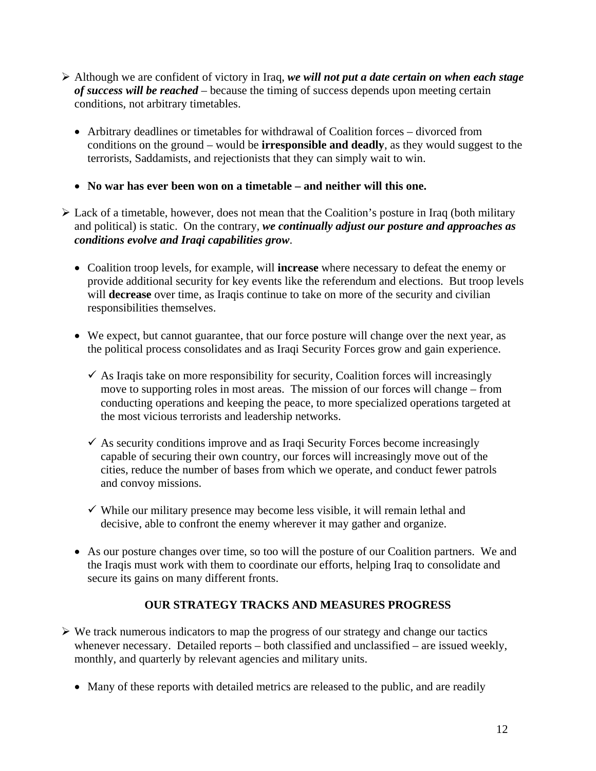- Although we are confident of victory in Iraq, ***we will not put a date certain on when each stage of success will be reached*** – because the timing of success depends upon meeting certain conditions, not arbitrary timetables.

  - Arbitrary deadlines or timetables for withdrawal of Coalition forces – divorced from conditions on the ground – would be **irresponsible and deadly**, as they would suggest to the terrorists, Saddamists, and rejectionists that they can simply wait to win.

  - **No war has ever been won on a timetable – and neither will this one.**

- Lack of a timetable, however, does not mean that the Coalition's posture in Iraq (both military and political) is static. On the contrary, ***we continually adjust our posture and approaches as conditions evolve and Iraqi capabilities grow***.

  - Coalition troop levels, for example, will **increase** where necessary to defeat the enemy or provide additional security for key events like the referendum and elections. But troop levels will **decrease** over time, as Iraqis continue to take on more of the security and civilian responsibilities themselves.

  - We expect, but cannot guarantee, that our force posture will change over the next year, as the political process consolidates and as Iraqi Security Forces grow and gain experience.

    - ✓ As Iraqis take on more responsibility for security, Coalition forces will increasingly move to supporting roles in most areas. The mission of our forces will change – from conducting operations and keeping the peace, to more specialized operations targeted at the most vicious terrorists and leadership networks.

    - ✓ As security conditions improve and as Iraqi Security Forces become increasingly capable of securing their own country, our forces will increasingly move out of the cities, reduce the number of bases from which we operate, and conduct fewer patrols and convoy missions.

    - ✓ While our military presence may become less visible, it will remain lethal and decisive, able to confront the enemy wherever it may gather and organize.

  - As our posture changes over time, so too will the posture of our Coalition partners. We and the Iraqis must work with them to coordinate our efforts, helping Iraq to consolidate and secure its gains on many different fronts.

## OUR STRATEGY TRACKS AND MEASURES PROGRESS

- We track numerous indicators to map the progress of our strategy and change our tactics whenever necessary. Detailed reports – both classified and unclassified – are issued weekly, monthly, and quarterly by relevant agencies and military units.

  - Many of these reports with detailed metrics are released to the public, and are readily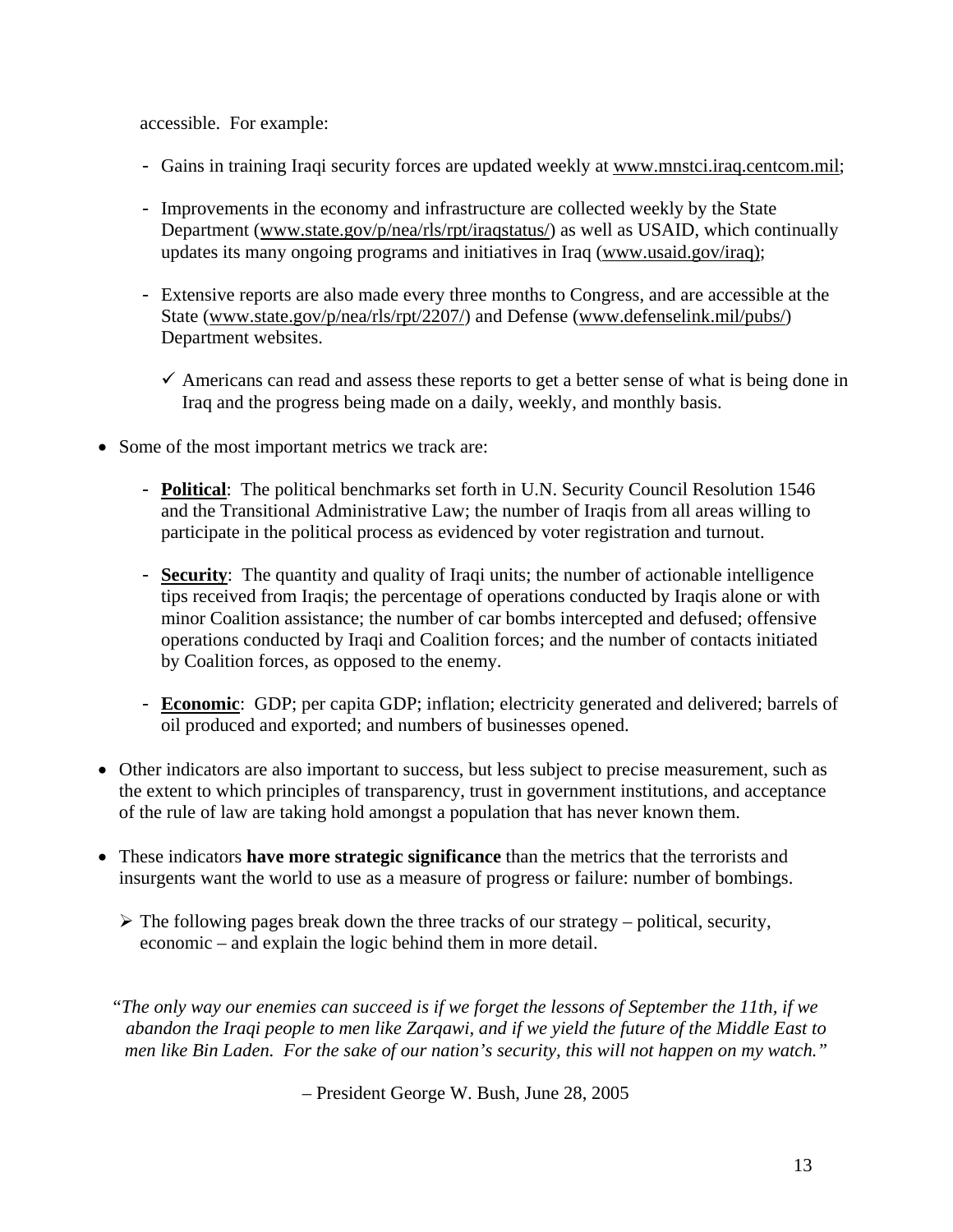accessible. For example:

- Gains in training Iraqi security forces are updated weekly at www.mnstci.iraq.centcom.mil;

- Improvements in the economy and infrastructure are collected weekly by the State Department (www.state.gov/p/nea/rls/rpt/iraqstatus/) as well as USAID, which continually updates its many ongoing programs and initiatives in Iraq (www.usaid.gov/iraq);

- Extensive reports are also made every three months to Congress, and are accessible at the State (www.state.gov/p/nea/rls/rpt/2207/) and Defense (www.defenselink.mil/pubs/) Department websites.

  - ✓ Americans can read and assess these reports to get a better sense of what is being done in Iraq and the progress being made on a daily, weekly, and monthly basis.

- Some of the most important metrics we track are:

  - **Political**: The political benchmarks set forth in U.N. Security Council Resolution 1546 and the Transitional Administrative Law; the number of Iraqis from all areas willing to participate in the political process as evidenced by voter registration and turnout.

  - **Security**: The quantity and quality of Iraqi units; the number of actionable intelligence tips received from Iraqis; the percentage of operations conducted by Iraqis alone or with minor Coalition assistance; the number of car bombs intercepted and defused; offensive operations conducted by Iraqi and Coalition forces; and the number of contacts initiated by Coalition forces, as opposed to the enemy.

  - **Economic**: GDP; per capita GDP; inflation; electricity generated and delivered; barrels of oil produced and exported; and numbers of businesses opened.

- Other indicators are also important to success, but less subject to precise measurement, such as the extent to which principles of transparency, trust in government institutions, and acceptance of the rule of law are taking hold amongst a population that has never known them.

- These indicators **have more strategic significance** than the metrics that the terrorists and insurgents want the world to use as a measure of progress or failure: number of bombings.

  - ➢ The following pages break down the three tracks of our strategy – political, security, economic – and explain the logic behind them in more detail.

*"The only way our enemies can succeed is if we forget the lessons of September the 11th, if we abandon the Iraqi people to men like Zarqawi, and if we yield the future of the Middle East to men like Bin Laden. For the sake of our nation's security, this will not happen on my watch."*

– President George W. Bush, June 28, 2005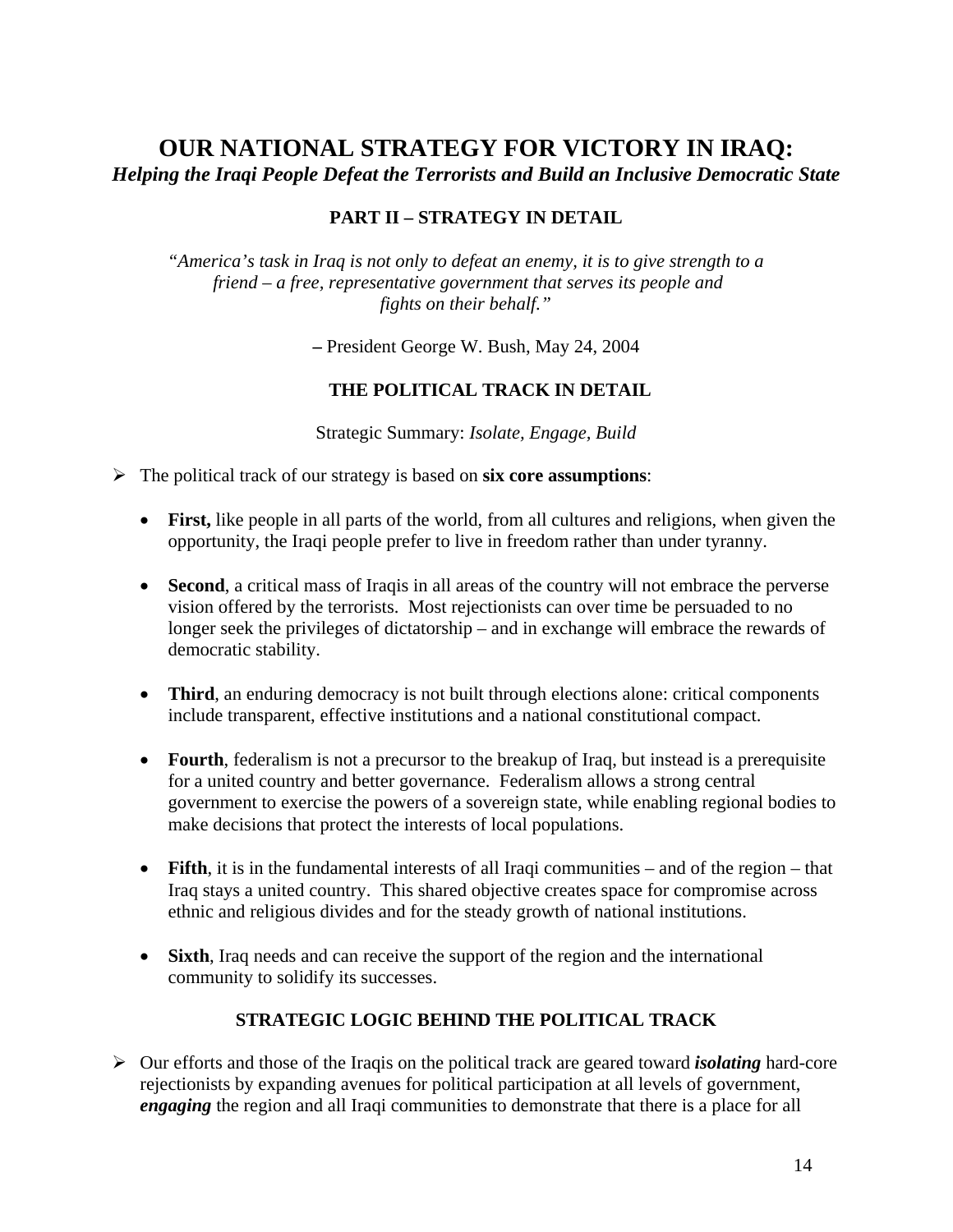# OUR NATIONAL STRATEGY FOR VICTORY IN IRAQ:

*Helping the Iraqi People Defeat the Terrorists and Build an Inclusive Democratic State*

## PART II – STRATEGY IN DETAIL

*"America's task in Iraq is not only to defeat an enemy, it is to give strength to a friend – a free, representative government that serves its people and fights on their behalf."*

– President George W. Bush, May 24, 2004

## THE POLITICAL TRACK IN DETAIL

Strategic Summary: *Isolate, Engage, Build*

- The political track of our strategy is based on **six core assumptions**:
  - **First,** like people in all parts of the world, from all cultures and religions, when given the opportunity, the Iraqi people prefer to live in freedom rather than under tyranny.
  - **Second**, a critical mass of Iraqis in all areas of the country will not embrace the perverse vision offered by the terrorists. Most rejectionists can over time be persuaded to no longer seek the privileges of dictatorship – and in exchange will embrace the rewards of democratic stability.
  - **Third**, an enduring democracy is not built through elections alone: critical components include transparent, effective institutions and a national constitutional compact.
  - **Fourth**, federalism is not a precursor to the breakup of Iraq, but instead is a prerequisite for a united country and better governance. Federalism allows a strong central government to exercise the powers of a sovereign state, while enabling regional bodies to make decisions that protect the interests of local populations.
  - **Fifth**, it is in the fundamental interests of all Iraqi communities – and of the region – that Iraq stays a united country. This shared objective creates space for compromise across ethnic and religious divides and for the steady growth of national institutions.
  - **Sixth**, Iraq needs and can receive the support of the region and the international community to solidify its successes.

## STRATEGIC LOGIC BEHIND THE POLITICAL TRACK

- Our efforts and those of the Iraqis on the political track are geared toward ***isolating*** hard-core rejectionists by expanding avenues for political participation at all levels of government, ***engaging*** the region and all Iraqi communities to demonstrate that there is a place for all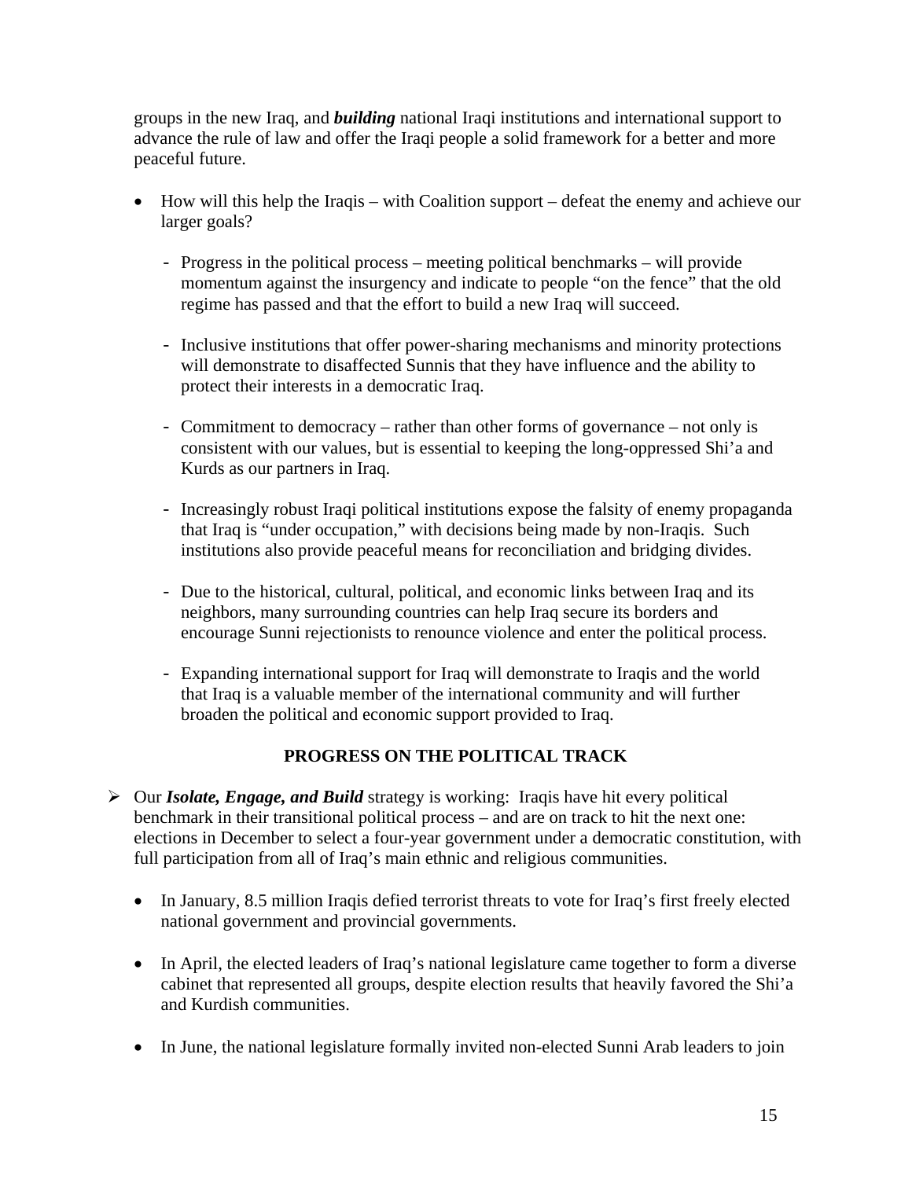groups in the new Iraq, and ***building*** national Iraqi institutions and international support to advance the rule of law and offer the Iraqi people a solid framework for a better and more peaceful future.

- How will this help the Iraqis – with Coalition support – defeat the enemy and achieve our larger goals?
  - Progress in the political process – meeting political benchmarks – will provide momentum against the insurgency and indicate to people "on the fence" that the old regime has passed and that the effort to build a new Iraq will succeed.
  - Inclusive institutions that offer power-sharing mechanisms and minority protections will demonstrate to disaffected Sunnis that they have influence and the ability to protect their interests in a democratic Iraq.
  - Commitment to democracy – rather than other forms of governance – not only is consistent with our values, but is essential to keeping the long-oppressed Shi'a and Kurds as our partners in Iraq.
  - Increasingly robust Iraqi political institutions expose the falsity of enemy propaganda that Iraq is "under occupation," with decisions being made by non-Iraqis. Such institutions also provide peaceful means for reconciliation and bridging divides.
  - Due to the historical, cultural, political, and economic links between Iraq and its neighbors, many surrounding countries can help Iraq secure its borders and encourage Sunni rejectionists to renounce violence and enter the political process.
  - Expanding international support for Iraq will demonstrate to Iraqis and the world that Iraq is a valuable member of the international community and will further broaden the political and economic support provided to Iraq.

## PROGRESS ON THE POLITICAL TRACK

- Our ***Isolate, Engage, and Build*** strategy is working: Iraqis have hit every political benchmark in their transitional political process – and are on track to hit the next one: elections in December to select a four-year government under a democratic constitution, with full participation from all of Iraq's main ethnic and religious communities.
  - In January, 8.5 million Iraqis defied terrorist threats to vote for Iraq's first freely elected national government and provincial governments.
  - In April, the elected leaders of Iraq's national legislature came together to form a diverse cabinet that represented all groups, despite election results that heavily favored the Shi'a and Kurdish communities.
  - In June, the national legislature formally invited non-elected Sunni Arab leaders to join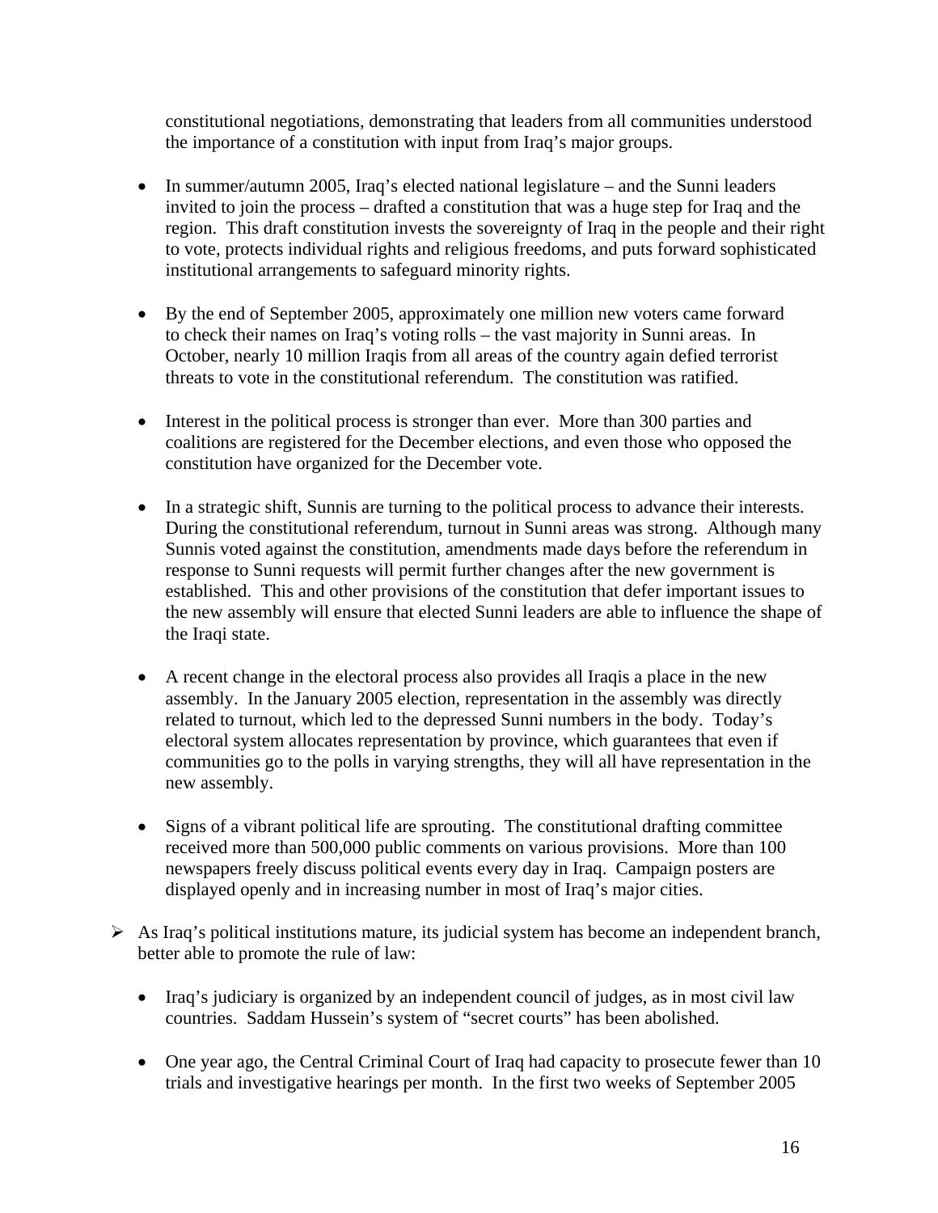constitutional negotiations, demonstrating that leaders from all communities understood the importance of a constitution with input from Iraq's major groups.

- In summer/autumn 2005, Iraq's elected national legislature – and the Sunni leaders invited to join the process – drafted a constitution that was a huge step for Iraq and the region. This draft constitution invests the sovereignty of Iraq in the people and their right to vote, protects individual rights and religious freedoms, and puts forward sophisticated institutional arrangements to safeguard minority rights.

- By the end of September 2005, approximately one million new voters came forward to check their names on Iraq's voting rolls – the vast majority in Sunni areas. In October, nearly 10 million Iraqis from all areas of the country again defied terrorist threats to vote in the constitutional referendum. The constitution was ratified.

- Interest in the political process is stronger than ever. More than 300 parties and coalitions are registered for the December elections, and even those who opposed the constitution have organized for the December vote.

- In a strategic shift, Sunnis are turning to the political process to advance their interests. During the constitutional referendum, turnout in Sunni areas was strong. Although many Sunnis voted against the constitution, amendments made days before the referendum in response to Sunni requests will permit further changes after the new government is established. This and other provisions of the constitution that defer important issues to the new assembly will ensure that elected Sunni leaders are able to influence the shape of the Iraqi state.

- A recent change in the electoral process also provides all Iraqis a place in the new assembly. In the January 2005 election, representation in the assembly was directly related to turnout, which led to the depressed Sunni numbers in the body. Today's electoral system allocates representation by province, which guarantees that even if communities go to the polls in varying strengths, they will all have representation in the new assembly.

- Signs of a vibrant political life are sprouting. The constitutional drafting committee received more than 500,000 public comments on various provisions. More than 100 newspapers freely discuss political events every day in Iraq. Campaign posters are displayed openly and in increasing number in most of Iraq's major cities.

➢ As Iraq's political institutions mature, its judicial system has become an independent branch, better able to promote the rule of law:

  - Iraq's judiciary is organized by an independent council of judges, as in most civil law countries. Saddam Hussein's system of "secret courts" has been abolished.

  - One year ago, the Central Criminal Court of Iraq had capacity to prosecute fewer than 10 trials and investigative hearings per month. In the first two weeks of September 2005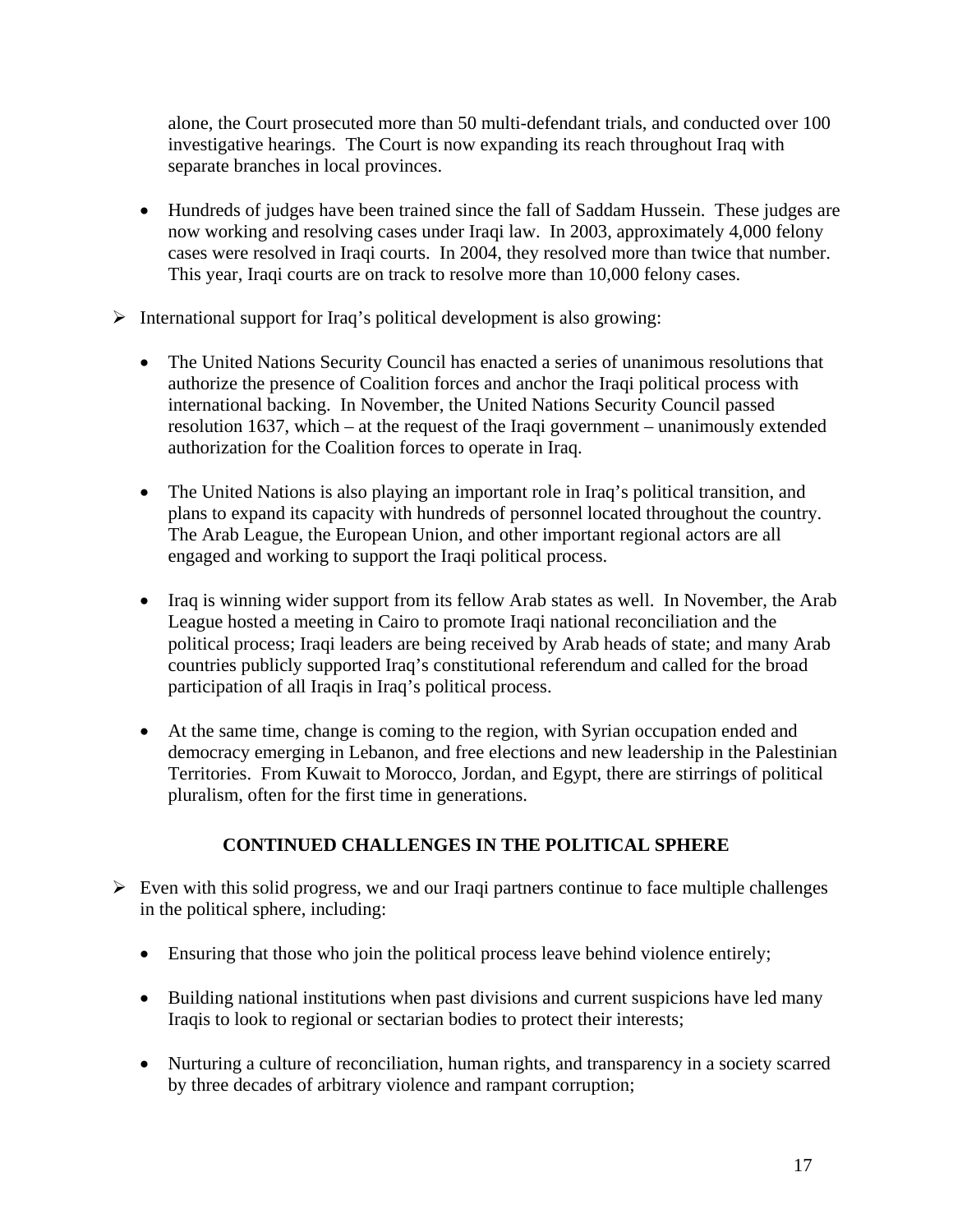alone, the Court prosecuted more than 50 multi-defendant trials, and conducted over 100 investigative hearings. The Court is now expanding its reach throughout Iraq with separate branches in local provinces.

- Hundreds of judges have been trained since the fall of Saddam Hussein. These judges are now working and resolving cases under Iraqi law. In 2003, approximately 4,000 felony cases were resolved in Iraqi courts. In 2004, they resolved more than twice that number. This year, Iraqi courts are on track to resolve more than 10,000 felony cases.

➢ International support for Iraq's political development is also growing:

- The United Nations Security Council has enacted a series of unanimous resolutions that authorize the presence of Coalition forces and anchor the Iraqi political process with international backing. In November, the United Nations Security Council passed resolution 1637, which – at the request of the Iraqi government – unanimously extended authorization for the Coalition forces to operate in Iraq.

- The United Nations is also playing an important role in Iraq's political transition, and plans to expand its capacity with hundreds of personnel located throughout the country. The Arab League, the European Union, and other important regional actors are all engaged and working to support the Iraqi political process.

- Iraq is winning wider support from its fellow Arab states as well. In November, the Arab League hosted a meeting in Cairo to promote Iraqi national reconciliation and the political process; Iraqi leaders are being received by Arab heads of state; and many Arab countries publicly supported Iraq's constitutional referendum and called for the broad participation of all Iraqis in Iraq's political process.

- At the same time, change is coming to the region, with Syrian occupation ended and democracy emerging in Lebanon, and free elections and new leadership in the Palestinian Territories. From Kuwait to Morocco, Jordan, and Egypt, there are stirrings of political pluralism, often for the first time in generations.

## CONTINUED CHALLENGES IN THE POLITICAL SPHERE

➢ Even with this solid progress, we and our Iraqi partners continue to face multiple challenges in the political sphere, including:

- Ensuring that those who join the political process leave behind violence entirely;

- Building national institutions when past divisions and current suspicions have led many Iraqis to look to regional or sectarian bodies to protect their interests;

- Nurturing a culture of reconciliation, human rights, and transparency in a society scarred by three decades of arbitrary violence and rampant corruption;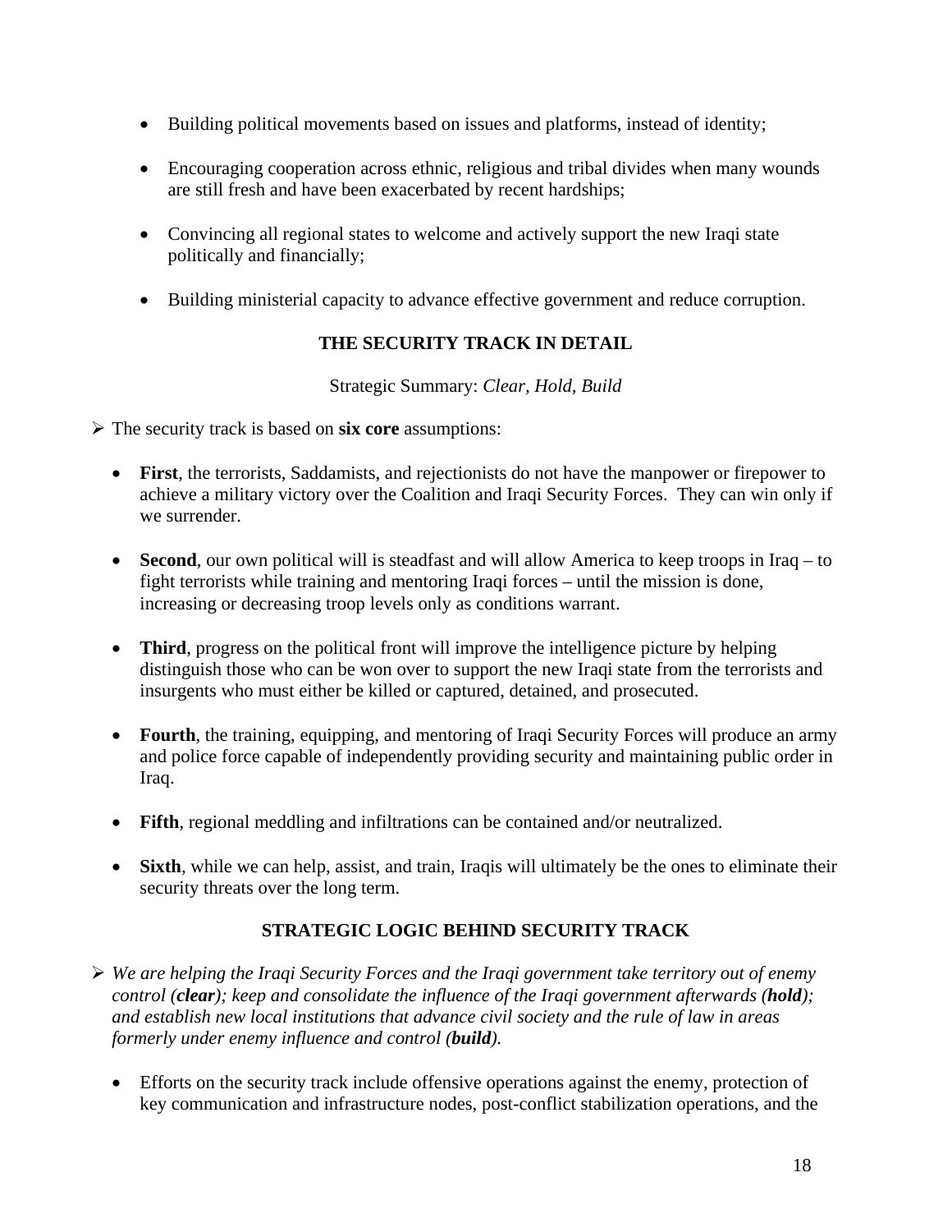- Building political movements based on issues and platforms, instead of identity;
- Encouraging cooperation across ethnic, religious and tribal divides when many wounds are still fresh and have been exacerbated by recent hardships;
- Convincing all regional states to welcome and actively support the new Iraqi state politically and financially;
- Building ministerial capacity to advance effective government and reduce corruption.

## THE SECURITY TRACK IN DETAIL

Strategic Summary: *Clear, Hold, Build*

➢ The security track is based on **six core** assumptions:

- **First**, the terrorists, Saddamists, and rejectionists do not have the manpower or firepower to achieve a military victory over the Coalition and Iraqi Security Forces. They can win only if we surrender.
- **Second**, our own political will is steadfast and will allow America to keep troops in Iraq – to fight terrorists while training and mentoring Iraqi forces – until the mission is done, increasing or decreasing troop levels only as conditions warrant.
- **Third**, progress on the political front will improve the intelligence picture by helping distinguish those who can be won over to support the new Iraqi state from the terrorists and insurgents who must either be killed or captured, detained, and prosecuted.
- **Fourth**, the training, equipping, and mentoring of Iraqi Security Forces will produce an army and police force capable of independently providing security and maintaining public order in Iraq.
- **Fifth**, regional meddling and infiltrations can be contained and/or neutralized.
- **Sixth**, while we can help, assist, and train, Iraqis will ultimately be the ones to eliminate their security threats over the long term.

## STRATEGIC LOGIC BEHIND SECURITY TRACK

➢ *We are helping the Iraqi Security Forces and the Iraqi government take territory out of enemy control (**clear**); keep and consolidate the influence of the Iraqi government afterwards (**hold**); and establish new local institutions that advance civil society and the rule of law in areas formerly under enemy influence and control (**build**).*

- Efforts on the security track include offensive operations against the enemy, protection of key communication and infrastructure nodes, post-conflict stabilization operations, and the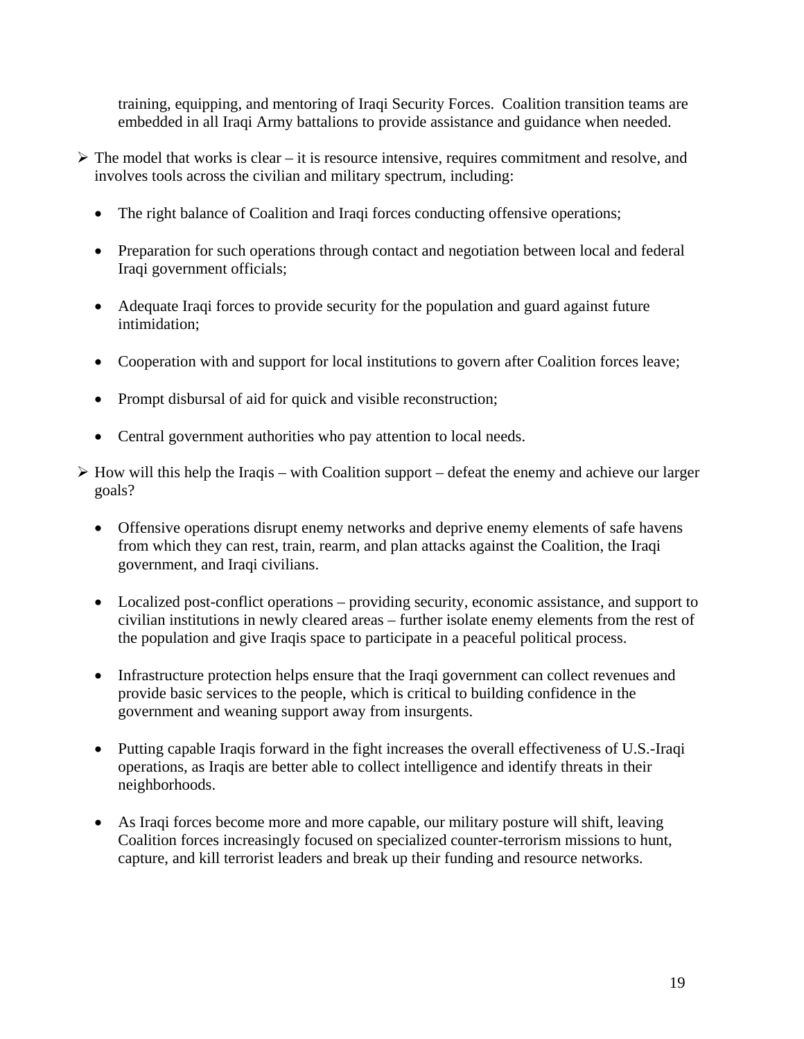training, equipping, and mentoring of Iraqi Security Forces. Coalition transition teams are embedded in all Iraqi Army battalions to provide assistance and guidance when needed.

- The model that works is clear – it is resource intensive, requires commitment and resolve, and involves tools across the civilian and military spectrum, including:

  - The right balance of Coalition and Iraqi forces conducting offensive operations;
  - Preparation for such operations through contact and negotiation between local and federal Iraqi government officials;
  - Adequate Iraqi forces to provide security for the population and guard against future intimidation;
  - Cooperation with and support for local institutions to govern after Coalition forces leave;
  - Prompt disbursal of aid for quick and visible reconstruction;
  - Central government authorities who pay attention to local needs.

- How will this help the Iraqis – with Coalition support – defeat the enemy and achieve our larger goals?

  - Offensive operations disrupt enemy networks and deprive enemy elements of safe havens from which they can rest, train, rearm, and plan attacks against the Coalition, the Iraqi government, and Iraqi civilians.
  - Localized post-conflict operations – providing security, economic assistance, and support to civilian institutions in newly cleared areas – further isolate enemy elements from the rest of the population and give Iraqis space to participate in a peaceful political process.
  - Infrastructure protection helps ensure that the Iraqi government can collect revenues and provide basic services to the people, which is critical to building confidence in the government and weaning support away from insurgents.
  - Putting capable Iraqis forward in the fight increases the overall effectiveness of U.S.-Iraqi operations, as Iraqis are better able to collect intelligence and identify threats in their neighborhoods.
  - As Iraqi forces become more and more capable, our military posture will shift, leaving Coalition forces increasingly focused on specialized counter-terrorism missions to hunt, capture, and kill terrorist leaders and break up their funding and resource networks.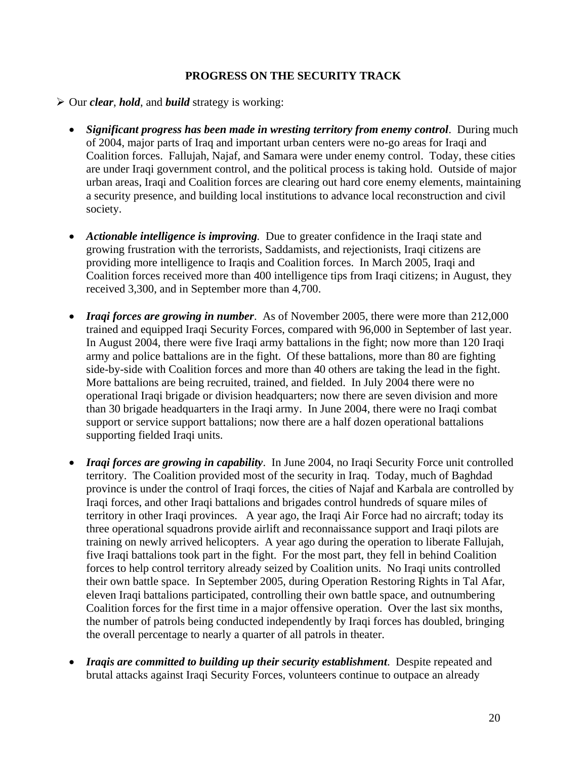## PROGRESS ON THE SECURITY TRACK

- Our ***clear***, ***hold***, and ***build*** strategy is working:

  - ***Significant progress has been made in wresting territory from enemy control***. During much of 2004, major parts of Iraq and important urban centers were no-go areas for Iraqi and Coalition forces. Fallujah, Najaf, and Samara were under enemy control. Today, these cities are under Iraqi government control, and the political process is taking hold. Outside of major urban areas, Iraqi and Coalition forces are clearing out hard core enemy elements, maintaining a security presence, and building local institutions to advance local reconstruction and civil society.

  - ***Actionable intelligence is improving***. Due to greater confidence in the Iraqi state and growing frustration with the terrorists, Saddamists, and rejectionists, Iraqi citizens are providing more intelligence to Iraqis and Coalition forces. In March 2005, Iraqi and Coalition forces received more than 400 intelligence tips from Iraqi citizens; in August, they received 3,300, and in September more than 4,700.

  - ***Iraqi forces are growing in number***. As of November 2005, there were more than 212,000 trained and equipped Iraqi Security Forces, compared with 96,000 in September of last year. In August 2004, there were five Iraqi army battalions in the fight; now more than 120 Iraqi army and police battalions are in the fight. Of these battalions, more than 80 are fighting side-by-side with Coalition forces and more than 40 others are taking the lead in the fight. More battalions are being recruited, trained, and fielded. In July 2004 there were no operational Iraqi brigade or division headquarters; now there are seven division and more than 30 brigade headquarters in the Iraqi army. In June 2004, there were no Iraqi combat support or service support battalions; now there are a half dozen operational battalions supporting fielded Iraqi units.

  - ***Iraqi forces are growing in capability***. In June 2004, no Iraqi Security Force unit controlled territory. The Coalition provided most of the security in Iraq. Today, much of Baghdad province is under the control of Iraqi forces, the cities of Najaf and Karbala are controlled by Iraqi forces, and other Iraqi battalions and brigades control hundreds of square miles of territory in other Iraqi provinces. A year ago, the Iraqi Air Force had no aircraft; today its three operational squadrons provide airlift and reconnaissance support and Iraqi pilots are training on newly arrived helicopters. A year ago during the operation to liberate Fallujah, five Iraqi battalions took part in the fight. For the most part, they fell in behind Coalition forces to help control territory already seized by Coalition units. No Iraqi units controlled their own battle space. In September 2005, during Operation Restoring Rights in Tal Afar, eleven Iraqi battalions participated, controlling their own battle space, and outnumbering Coalition forces for the first time in a major offensive operation. Over the last six months, the number of patrols being conducted independently by Iraqi forces has doubled, bringing the overall percentage to nearly a quarter of all patrols in theater.

  - ***Iraqis are committed to building up their security establishment***. Despite repeated and brutal attacks against Iraqi Security Forces, volunteers continue to outpace an already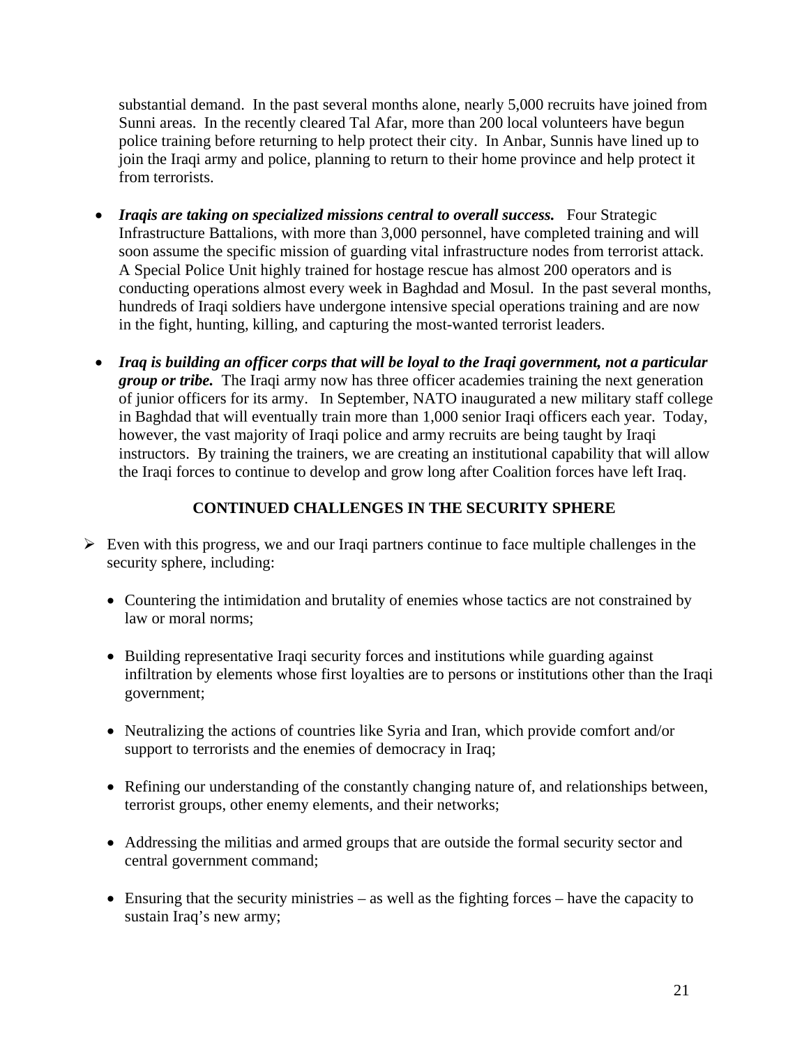substantial demand. In the past several months alone, nearly 5,000 recruits have joined from Sunni areas. In the recently cleared Tal Afar, more than 200 local volunteers have begun police training before returning to help protect their city. In Anbar, Sunnis have lined up to join the Iraqi army and police, planning to return to their home province and help protect it from terrorists.

- ***Iraqis are taking on specialized missions central to overall success.*** Four Strategic Infrastructure Battalions, with more than 3,000 personnel, have completed training and will soon assume the specific mission of guarding vital infrastructure nodes from terrorist attack. A Special Police Unit highly trained for hostage rescue has almost 200 operators and is conducting operations almost every week in Baghdad and Mosul. In the past several months, hundreds of Iraqi soldiers have undergone intensive special operations training and are now in the fight, hunting, killing, and capturing the most-wanted terrorist leaders.

- ***Iraq is building an officer corps that will be loyal to the Iraqi government, not a particular group or tribe.*** The Iraqi army now has three officer academies training the next generation of junior officers for its army. In September, NATO inaugurated a new military staff college in Baghdad that will eventually train more than 1,000 senior Iraqi officers each year. Today, however, the vast majority of Iraqi police and army recruits are being taught by Iraqi instructors. By training the trainers, we are creating an institutional capability that will allow the Iraqi forces to continue to develop and grow long after Coalition forces have left Iraq.

## CONTINUED CHALLENGES IN THE SECURITY SPHERE

- Even with this progress, we and our Iraqi partners continue to face multiple challenges in the security sphere, including:

  - Countering the intimidation and brutality of enemies whose tactics are not constrained by law or moral norms;

  - Building representative Iraqi security forces and institutions while guarding against infiltration by elements whose first loyalties are to persons or institutions other than the Iraqi government;

  - Neutralizing the actions of countries like Syria and Iran, which provide comfort and/or support to terrorists and the enemies of democracy in Iraq;

  - Refining our understanding of the constantly changing nature of, and relationships between, terrorist groups, other enemy elements, and their networks;

  - Addressing the militias and armed groups that are outside the formal security sector and central government command;

  - Ensuring that the security ministries – as well as the fighting forces – have the capacity to sustain Iraq's new army;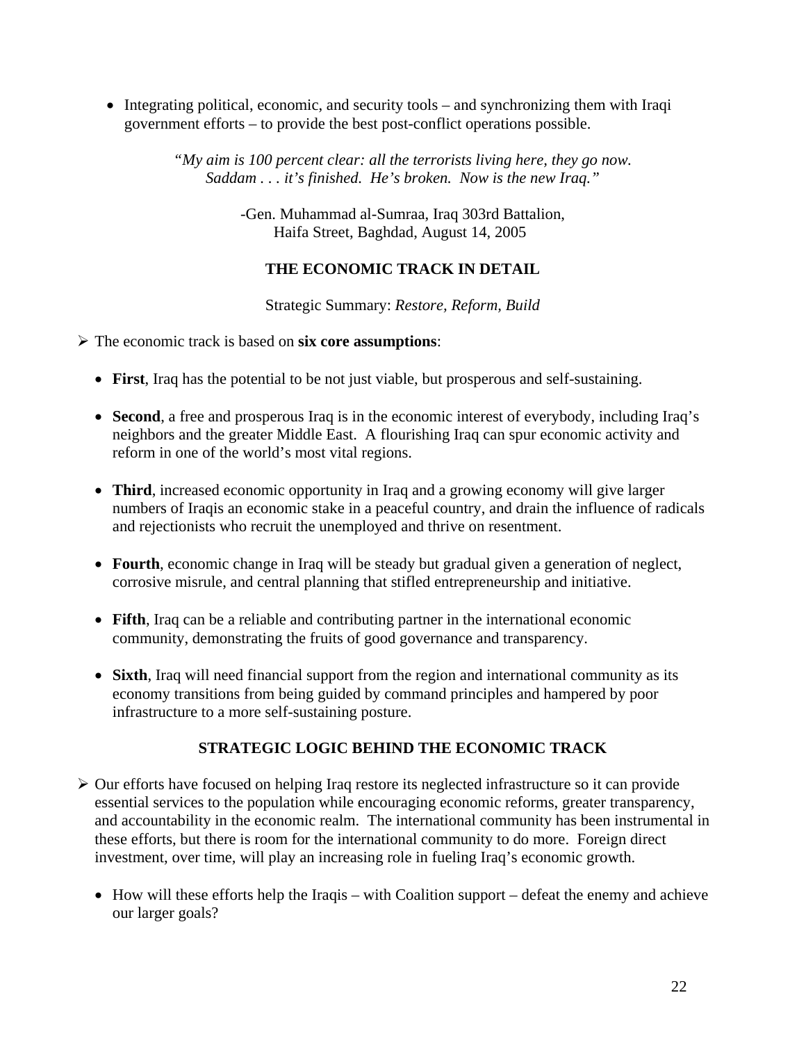- Integrating political, economic, and security tools – and synchronizing them with Iraqi government efforts – to provide the best post-conflict operations possible.

> *"My aim is 100 percent clear: all the terrorists living here, they go now. Saddam . . . it's finished. He's broken. Now is the new Iraq."*
>
> -Gen. Muhammad al-Sumraa, Iraq 303rd Battalion, Haifa Street, Baghdad, August 14, 2005

## THE ECONOMIC TRACK IN DETAIL

Strategic Summary: *Restore, Reform, Build*

- The economic track is based on **six core assumptions**:
  - **First**, Iraq has the potential to be not just viable, but prosperous and self-sustaining.
  - **Second**, a free and prosperous Iraq is in the economic interest of everybody, including Iraq's neighbors and the greater Middle East. A flourishing Iraq can spur economic activity and reform in one of the world's most vital regions.
  - **Third**, increased economic opportunity in Iraq and a growing economy will give larger numbers of Iraqis an economic stake in a peaceful country, and drain the influence of radicals and rejectionists who recruit the unemployed and thrive on resentment.
  - **Fourth**, economic change in Iraq will be steady but gradual given a generation of neglect, corrosive misrule, and central planning that stifled entrepreneurship and initiative.
  - **Fifth**, Iraq can be a reliable and contributing partner in the international economic community, demonstrating the fruits of good governance and transparency.
  - **Sixth**, Iraq will need financial support from the region and international community as its economy transitions from being guided by command principles and hampered by poor infrastructure to a more self-sustaining posture.

## STRATEGIC LOGIC BEHIND THE ECONOMIC TRACK

- Our efforts have focused on helping Iraq restore its neglected infrastructure so it can provide essential services to the population while encouraging economic reforms, greater transparency, and accountability in the economic realm. The international community has been instrumental in these efforts, but there is room for the international community to do more. Foreign direct investment, over time, will play an increasing role in fueling Iraq's economic growth.
  - How will these efforts help the Iraqis – with Coalition support – defeat the enemy and achieve our larger goals?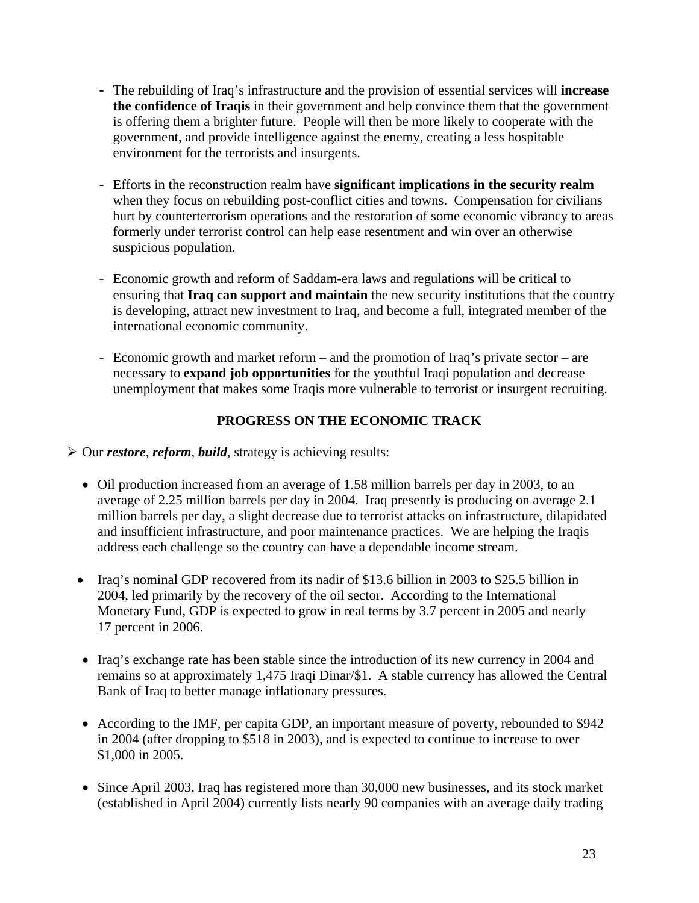- The rebuilding of Iraq's infrastructure and the provision of essential services will **increase the confidence of Iraqis** in their government and help convince them that the government is offering them a brighter future. People will then be more likely to cooperate with the government, and provide intelligence against the enemy, creating a less hospitable environment for the terrorists and insurgents.

- Efforts in the reconstruction realm have **significant implications in the security realm** when they focus on rebuilding post-conflict cities and towns. Compensation for civilians hurt by counterterrorism operations and the restoration of some economic vibrancy to areas formerly under terrorist control can help ease resentment and win over an otherwise suspicious population.

- Economic growth and reform of Saddam-era laws and regulations will be critical to ensuring that **Iraq can support and maintain** the new security institutions that the country is developing, attract new investment to Iraq, and become a full, integrated member of the international economic community.

- Economic growth and market reform – and the promotion of Iraq's private sector – are necessary to **expand job opportunities** for the youthful Iraqi population and decrease unemployment that makes some Iraqis more vulnerable to terrorist or insurgent recruiting.

## PROGRESS ON THE ECONOMIC TRACK

➢ Our ***restore***, ***reform***, ***build***, strategy is achieving results:

- Oil production increased from an average of 1.58 million barrels per day in 2003, to an average of 2.25 million barrels per day in 2004. Iraq presently is producing on average 2.1 million barrels per day, a slight decrease due to terrorist attacks on infrastructure, dilapidated and insufficient infrastructure, and poor maintenance practices. We are helping the Iraqis address each challenge so the country can have a dependable income stream.

- Iraq's nominal GDP recovered from its nadir of $13.6 billion in 2003 to $25.5 billion in 2004, led primarily by the recovery of the oil sector. According to the International Monetary Fund, GDP is expected to grow in real terms by 3.7 percent in 2005 and nearly 17 percent in 2006.

- Iraq's exchange rate has been stable since the introduction of its new currency in 2004 and remains so at approximately 1,475 Iraqi Dinar/$1. A stable currency has allowed the Central Bank of Iraq to better manage inflationary pressures.

- According to the IMF, per capita GDP, an important measure of poverty, rebounded to $942 in 2004 (after dropping to $518 in 2003), and is expected to continue to increase to over $1,000 in 2005.

- Since April 2003, Iraq has registered more than 30,000 new businesses, and its stock market (established in April 2004) currently lists nearly 90 companies with an average daily trading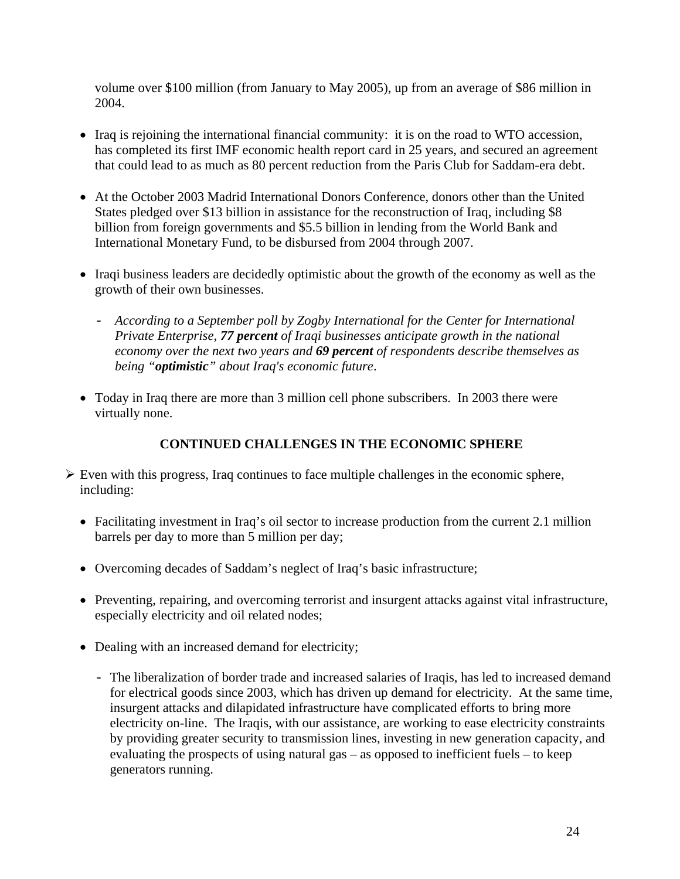volume over $100 million (from January to May 2005), up from an average of $86 million in 2004.

- Iraq is rejoining the international financial community: it is on the road to WTO accession, has completed its first IMF economic health report card in 25 years, and secured an agreement that could lead to as much as 80 percent reduction from the Paris Club for Saddam-era debt.

- At the October 2003 Madrid International Donors Conference, donors other than the United States pledged over $13 billion in assistance for the reconstruction of Iraq, including $8 billion from foreign governments and $5.5 billion in lending from the World Bank and International Monetary Fund, to be disbursed from 2004 through 2007.

- Iraqi business leaders are decidedly optimistic about the growth of the economy as well as the growth of their own businesses.

  - *According to a September poll by Zogby International for the Center for International Private Enterprise, **77 percent** of Iraqi businesses anticipate growth in the national economy over the next two years and **69 percent** of respondents describe themselves as being "**optimistic**" about Iraq's economic future.*

- Today in Iraq there are more than 3 million cell phone subscribers. In 2003 there were virtually none.

## CONTINUED CHALLENGES IN THE ECONOMIC SPHERE

- Even with this progress, Iraq continues to face multiple challenges in the economic sphere, including:

  - Facilitating investment in Iraq's oil sector to increase production from the current 2.1 million barrels per day to more than 5 million per day;

  - Overcoming decades of Saddam's neglect of Iraq's basic infrastructure;

  - Preventing, repairing, and overcoming terrorist and insurgent attacks against vital infrastructure, especially electricity and oil related nodes;

  - Dealing with an increased demand for electricity;

    - The liberalization of border trade and increased salaries of Iraqis, has led to increased demand for electrical goods since 2003, which has driven up demand for electricity. At the same time, insurgent attacks and dilapidated infrastructure have complicated efforts to bring more electricity on-line. The Iraqis, with our assistance, are working to ease electricity constraints by providing greater security to transmission lines, investing in new generation capacity, and evaluating the prospects of using natural gas – as opposed to inefficient fuels – to keep generators running.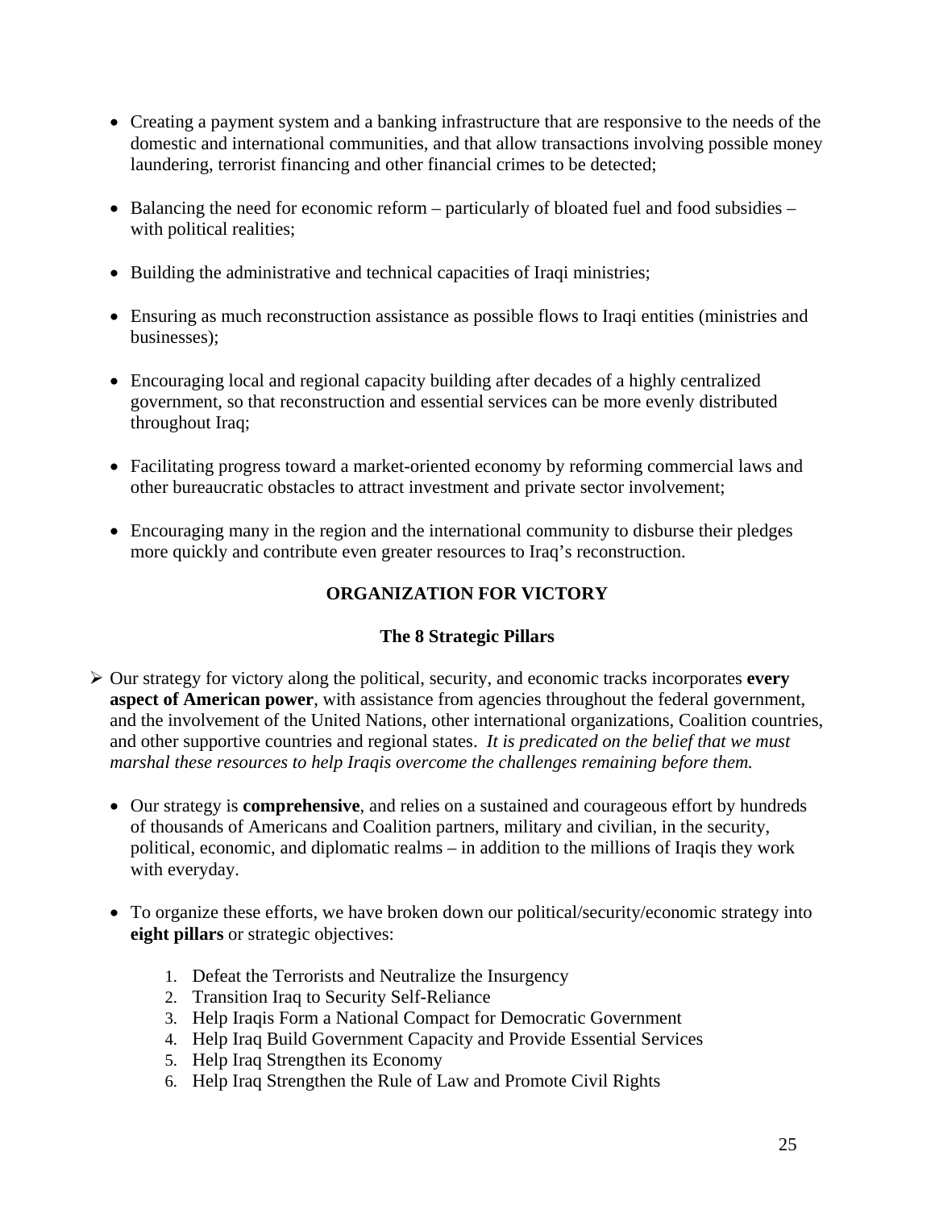- Creating a payment system and a banking infrastructure that are responsive to the needs of the domestic and international communities, and that allow transactions involving possible money laundering, terrorist financing and other financial crimes to be detected;

- Balancing the need for economic reform – particularly of bloated fuel and food subsidies – with political realities;

- Building the administrative and technical capacities of Iraqi ministries;

- Ensuring as much reconstruction assistance as possible flows to Iraqi entities (ministries and businesses);

- Encouraging local and regional capacity building after decades of a highly centralized government, so that reconstruction and essential services can be more evenly distributed throughout Iraq;

- Facilitating progress toward a market-oriented economy by reforming commercial laws and other bureaucratic obstacles to attract investment and private sector involvement;

- Encouraging many in the region and the international community to disburse their pledges more quickly and contribute even greater resources to Iraq's reconstruction.

## ORGANIZATION FOR VICTORY

### The 8 Strategic Pillars

- Our strategy for victory along the political, security, and economic tracks incorporates **every aspect of American power**, with assistance from agencies throughout the federal government, and the involvement of the United Nations, other international organizations, Coalition countries, and other supportive countries and regional states. *It is predicated on the belief that we must marshal these resources to help Iraqis overcome the challenges remaining before them.*

  - Our strategy is **comprehensive**, and relies on a sustained and courageous effort by hundreds of thousands of Americans and Coalition partners, military and civilian, in the security, political, economic, and diplomatic realms – in addition to the millions of Iraqis they work with everyday.

  - To organize these efforts, we have broken down our political/security/economic strategy into **eight pillars** or strategic objectives:

    1. Defeat the Terrorists and Neutralize the Insurgency
    2. Transition Iraq to Security Self-Reliance
    3. Help Iraqis Form a National Compact for Democratic Government
    4. Help Iraq Build Government Capacity and Provide Essential Services
    5. Help Iraq Strengthen its Economy
    6. Help Iraq Strengthen the Rule of Law and Promote Civil Rights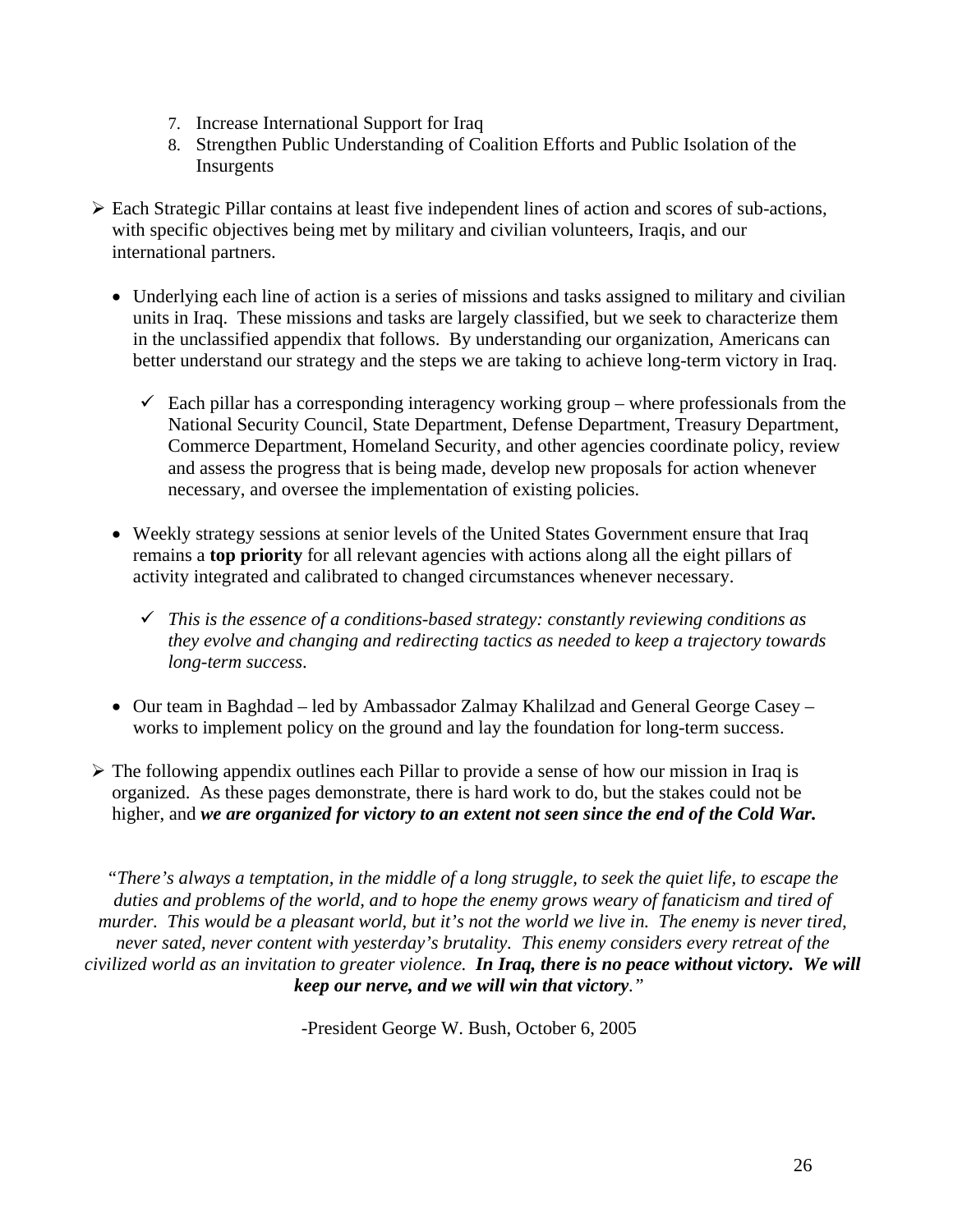7. Increase International Support for Iraq
8. Strengthen Public Understanding of Coalition Efforts and Public Isolation of the Insurgents

- Each Strategic Pillar contains at least five independent lines of action and scores of sub-actions, with specific objectives being met by military and civilian volunteers, Iraqis, and our international partners.

  - Underlying each line of action is a series of missions and tasks assigned to military and civilian units in Iraq. These missions and tasks are largely classified, but we seek to characterize them in the unclassified appendix that follows. By understanding our organization, Americans can better understand our strategy and the steps we are taking to achieve long-term victory in Iraq.

    - ✓ Each pillar has a corresponding interagency working group – where professionals from the National Security Council, State Department, Defense Department, Treasury Department, Commerce Department, Homeland Security, and other agencies coordinate policy, review and assess the progress that is being made, develop new proposals for action whenever necessary, and oversee the implementation of existing policies.

  - Weekly strategy sessions at senior levels of the United States Government ensure that Iraq remains a **top priority** for all relevant agencies with actions along all the eight pillars of activity integrated and calibrated to changed circumstances whenever necessary.

    - ✓ *This is the essence of a conditions-based strategy: constantly reviewing conditions as they evolve and changing and redirecting tactics as needed to keep a trajectory towards long-term success*.

  - Our team in Baghdad – led by Ambassador Zalmay Khalilzad and General George Casey – works to implement policy on the ground and lay the foundation for long-term success.

- The following appendix outlines each Pillar to provide a sense of how our mission in Iraq is organized. As these pages demonstrate, there is hard work to do, but the stakes could not be higher, and ***we are organized for victory to an extent not seen since the end of the Cold War.***

*"There's always a temptation, in the middle of a long struggle, to seek the quiet life, to escape the duties and problems of the world, and to hope the enemy grows weary of fanaticism and tired of murder. This would be a pleasant world, but it's not the world we live in. The enemy is never tired, never sated, never content with yesterday's brutality. This enemy considers every retreat of the civilized world as an invitation to greater violence.* ***In Iraq, there is no peace without victory. We will keep our nerve, and we will win that victory****."*

-President George W. Bush, October 6, 2005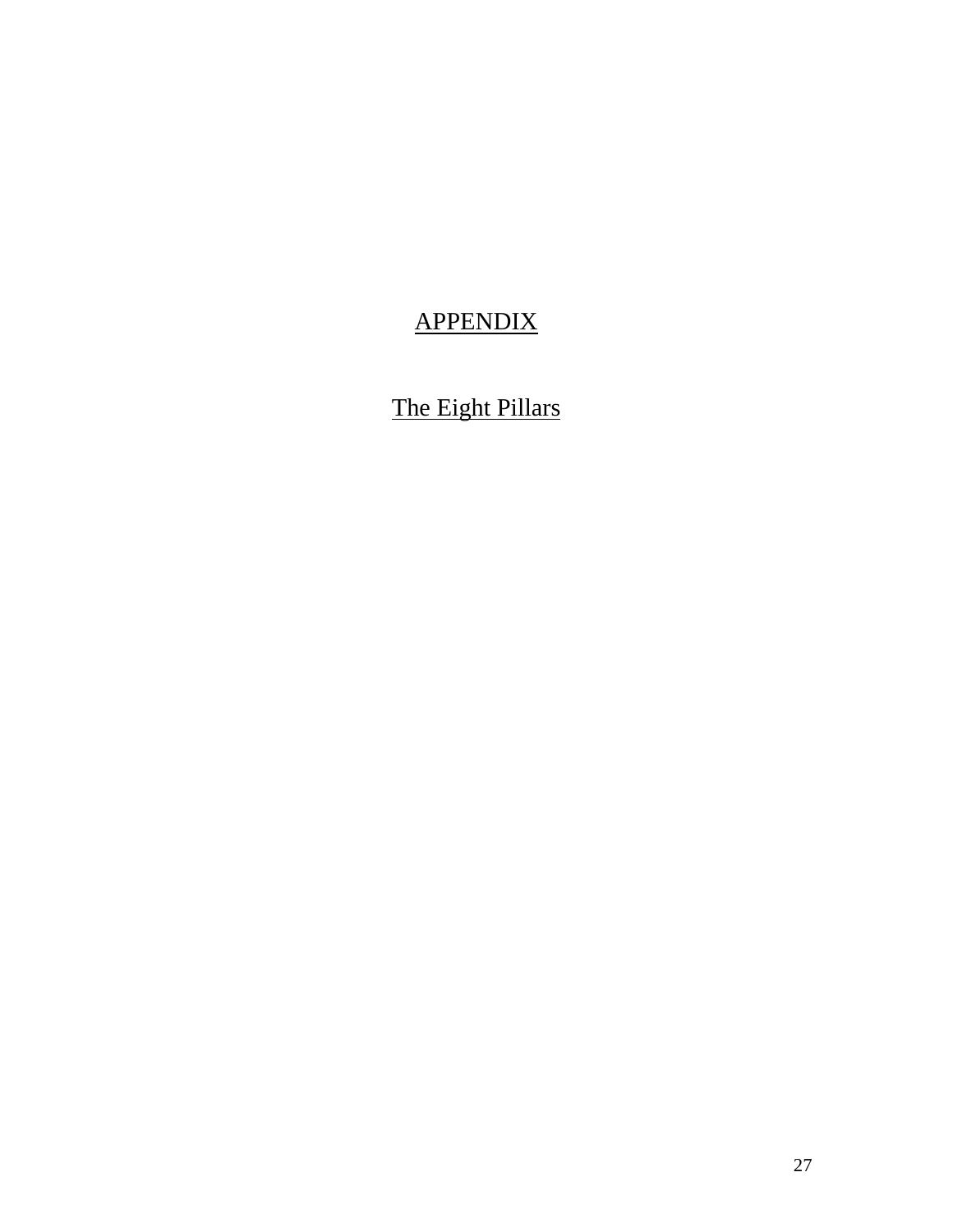# APPENDIX

## The Eight Pillars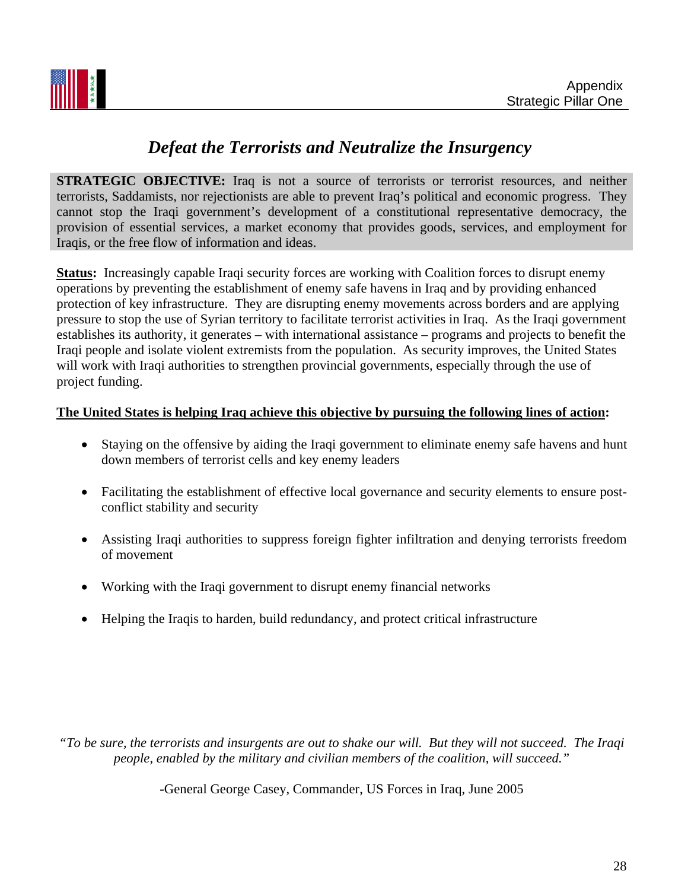# *Defeat the Terrorists and Neutralize the Insurgency*

**STRATEGIC OBJECTIVE:** Iraq is not a source of terrorists or terrorist resources, and neither terrorists, Saddamists, nor rejectionists are able to prevent Iraq's political and economic progress. They cannot stop the Iraqi government's development of a constitutional representative democracy, the provision of essential services, a market economy that provides goods, services, and employment for Iraqis, or the free flow of information and ideas.

**Status:** Increasingly capable Iraqi security forces are working with Coalition forces to disrupt enemy operations by preventing the establishment of enemy safe havens in Iraq and by providing enhanced protection of key infrastructure. They are disrupting enemy movements across borders and are applying pressure to stop the use of Syrian territory to facilitate terrorist activities in Iraq. As the Iraqi government establishes its authority, it generates – with international assistance – programs and projects to benefit the Iraqi people and isolate violent extremists from the population. As security improves, the United States will work with Iraqi authorities to strengthen provincial governments, especially through the use of project funding.

**The United States is helping Iraq achieve this objective by pursuing the following lines of action:**

- Staying on the offensive by aiding the Iraqi government to eliminate enemy safe havens and hunt down members of terrorist cells and key enemy leaders
- Facilitating the establishment of effective local governance and security elements to ensure post-conflict stability and security
- Assisting Iraqi authorities to suppress foreign fighter infiltration and denying terrorists freedom of movement
- Working with the Iraqi government to disrupt enemy financial networks
- Helping the Iraqis to harden, build redundancy, and protect critical infrastructure

*"To be sure, the terrorists and insurgents are out to shake our will. But they will not succeed. The Iraqi people, enabled by the military and civilian members of the coalition, will succeed."*

-General George Casey, Commander, US Forces in Iraq, June 2005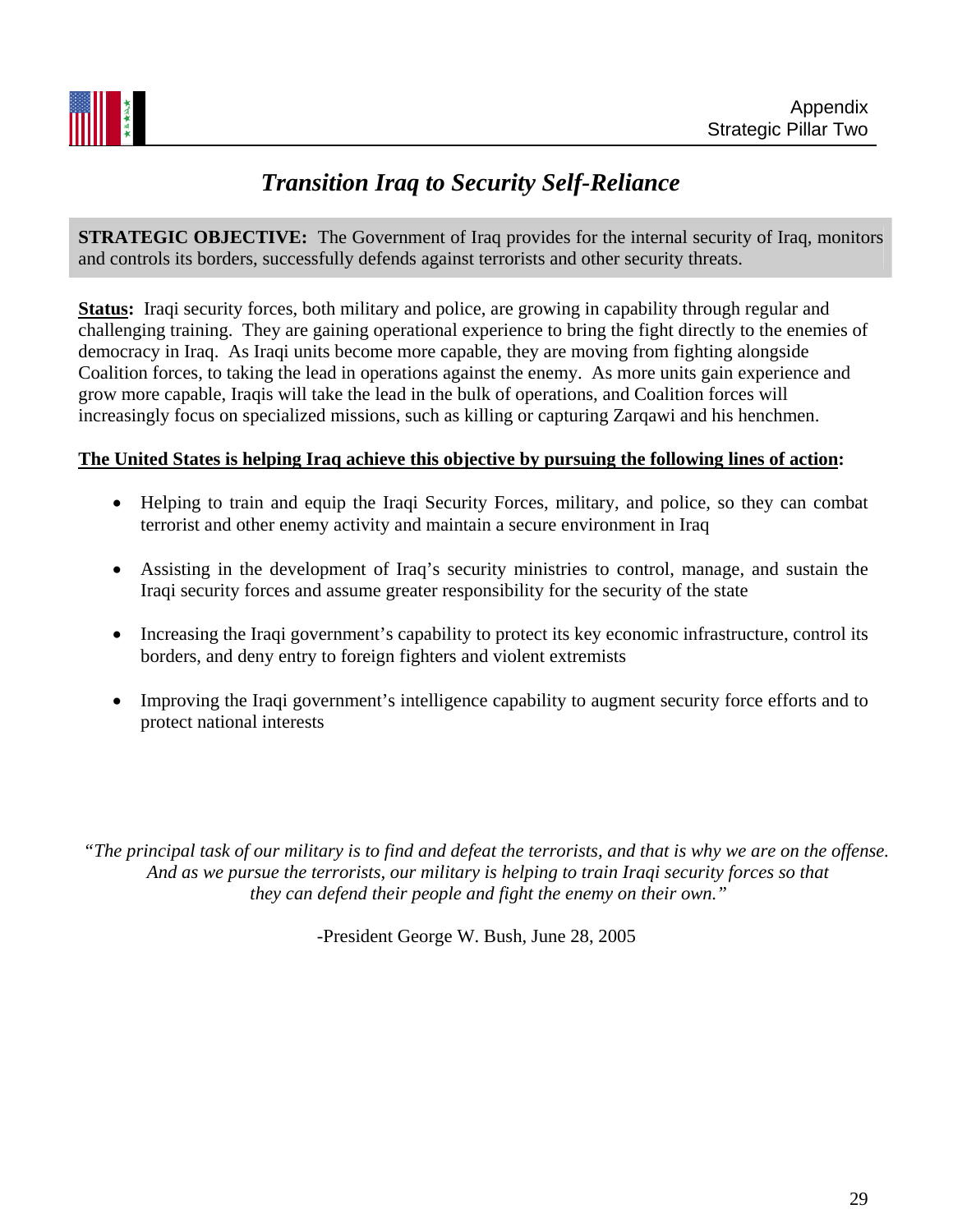# *Transition Iraq to Security Self-Reliance*

**STRATEGIC OBJECTIVE:** The Government of Iraq provides for the internal security of Iraq, monitors and controls its borders, successfully defends against terrorists and other security threats.

**Status:** Iraqi security forces, both military and police, are growing in capability through regular and challenging training. They are gaining operational experience to bring the fight directly to the enemies of democracy in Iraq. As Iraqi units become more capable, they are moving from fighting alongside Coalition forces, to taking the lead in operations against the enemy. As more units gain experience and grow more capable, Iraqis will take the lead in the bulk of operations, and Coalition forces will increasingly focus on specialized missions, such as killing or capturing Zarqawi and his henchmen.

**The United States is helping Iraq achieve this objective by pursuing the following lines of action:**

- Helping to train and equip the Iraqi Security Forces, military, and police, so they can combat terrorist and other enemy activity and maintain a secure environment in Iraq
- Assisting in the development of Iraq's security ministries to control, manage, and sustain the Iraqi security forces and assume greater responsibility for the security of the state
- Increasing the Iraqi government's capability to protect its key economic infrastructure, control its borders, and deny entry to foreign fighters and violent extremists
- Improving the Iraqi government's intelligence capability to augment security force efforts and to protect national interests

*"The principal task of our military is to find and defeat the terrorists, and that is why we are on the offense. And as we pursue the terrorists, our military is helping to train Iraqi security forces so that they can defend their people and fight the enemy on their own."*

-President George W. Bush, June 28, 2005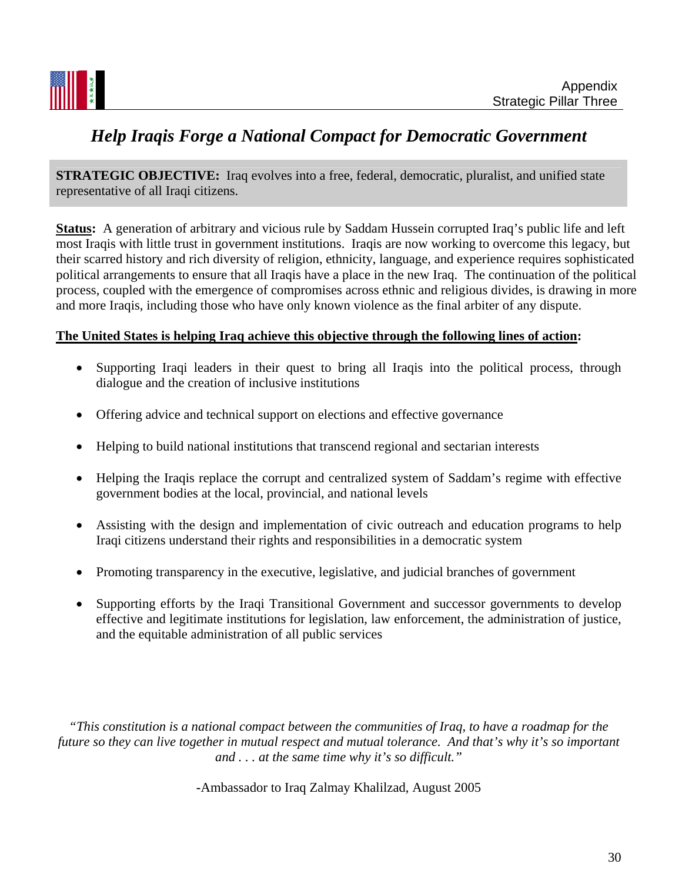# *Help Iraqis Forge a National Compact for Democratic Government*

**STRATEGIC OBJECTIVE:** Iraq evolves into a free, federal, democratic, pluralist, and unified state representative of all Iraqi citizens.

**Status:** A generation of arbitrary and vicious rule by Saddam Hussein corrupted Iraq's public life and left most Iraqis with little trust in government institutions. Iraqis are now working to overcome this legacy, but their scarred history and rich diversity of religion, ethnicity, language, and experience requires sophisticated political arrangements to ensure that all Iraqis have a place in the new Iraq. The continuation of the political process, coupled with the emergence of compromises across ethnic and religious divides, is drawing in more and more Iraqis, including those who have only known violence as the final arbiter of any dispute.

**The United States is helping Iraq achieve this objective through the following lines of action:**

- Supporting Iraqi leaders in their quest to bring all Iraqis into the political process, through dialogue and the creation of inclusive institutions
- Offering advice and technical support on elections and effective governance
- Helping to build national institutions that transcend regional and sectarian interests
- Helping the Iraqis replace the corrupt and centralized system of Saddam's regime with effective government bodies at the local, provincial, and national levels
- Assisting with the design and implementation of civic outreach and education programs to help Iraqi citizens understand their rights and responsibilities in a democratic system
- Promoting transparency in the executive, legislative, and judicial branches of government
- Supporting efforts by the Iraqi Transitional Government and successor governments to develop effective and legitimate institutions for legislation, law enforcement, the administration of justice, and the equitable administration of all public services

*"This constitution is a national compact between the communities of Iraq, to have a roadmap for the future so they can live together in mutual respect and mutual tolerance. And that's why it's so important and . . . at the same time why it's so difficult."*

-Ambassador to Iraq Zalmay Khalilzad, August 2005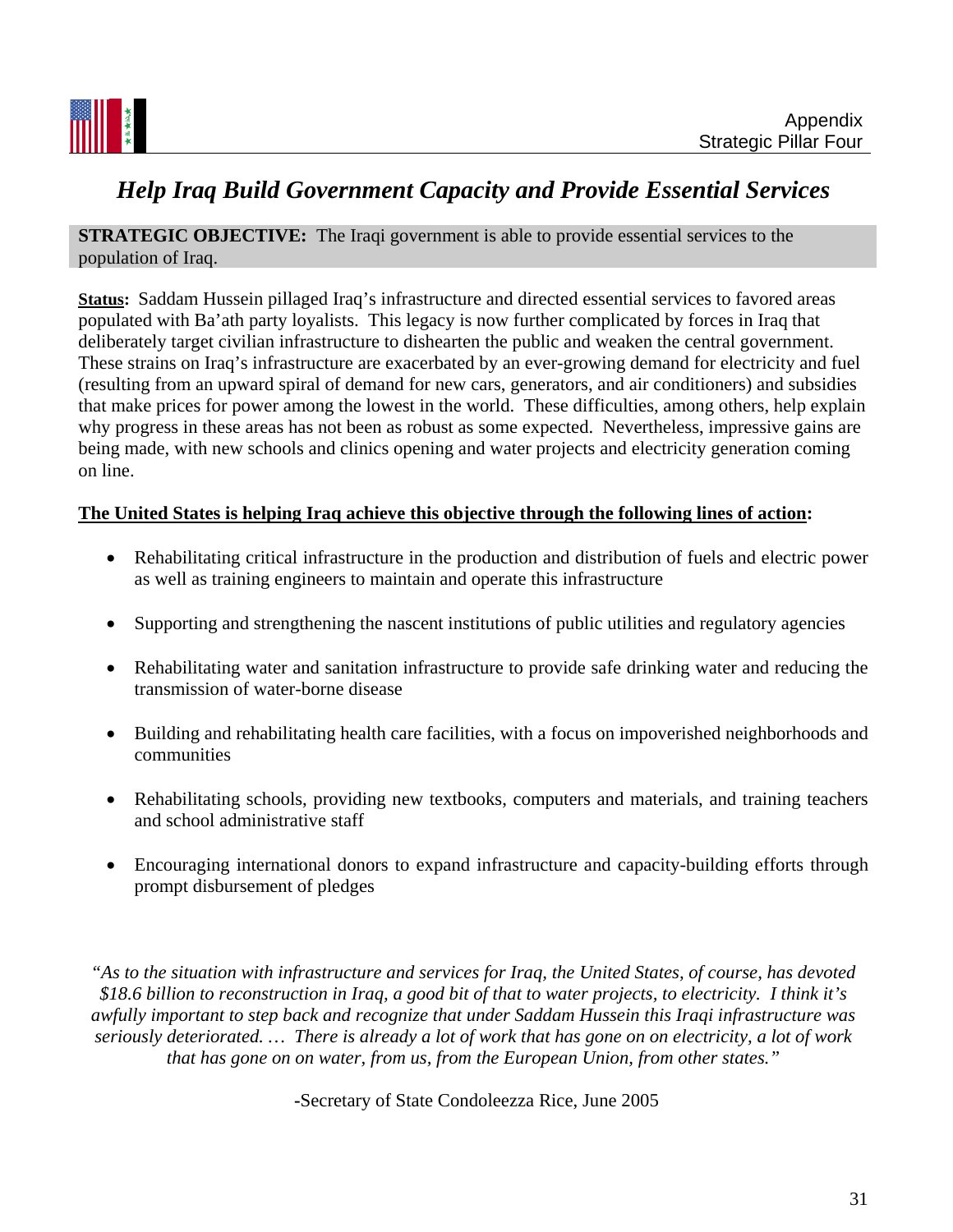# *Help Iraq Build Government Capacity and Provide Essential Services*

**STRATEGIC OBJECTIVE:** The Iraqi government is able to provide essential services to the population of Iraq.

**Status:** Saddam Hussein pillaged Iraq's infrastructure and directed essential services to favored areas populated with Ba'ath party loyalists. This legacy is now further complicated by forces in Iraq that deliberately target civilian infrastructure to dishearten the public and weaken the central government. These strains on Iraq's infrastructure are exacerbated by an ever-growing demand for electricity and fuel (resulting from an upward spiral of demand for new cars, generators, and air conditioners) and subsidies that make prices for power among the lowest in the world. These difficulties, among others, help explain why progress in these areas has not been as robust as some expected. Nevertheless, impressive gains are being made, with new schools and clinics opening and water projects and electricity generation coming on line.

**The United States is helping Iraq achieve this objective through the following lines of action:**

- Rehabilitating critical infrastructure in the production and distribution of fuels and electric power as well as training engineers to maintain and operate this infrastructure
- Supporting and strengthening the nascent institutions of public utilities and regulatory agencies
- Rehabilitating water and sanitation infrastructure to provide safe drinking water and reducing the transmission of water-borne disease
- Building and rehabilitating health care facilities, with a focus on impoverished neighborhoods and communities
- Rehabilitating schools, providing new textbooks, computers and materials, and training teachers and school administrative staff
- Encouraging international donors to expand infrastructure and capacity-building efforts through prompt disbursement of pledges

*"As to the situation with infrastructure and services for Iraq, the United States, of course, has devoted $18.6 billion to reconstruction in Iraq, a good bit of that to water projects, to electricity. I think it's awfully important to step back and recognize that under Saddam Hussein this Iraqi infrastructure was seriously deteriorated. … There is already a lot of work that has gone on on electricity, a lot of work that has gone on on water, from us, from the European Union, from other states."*

-Secretary of State Condoleezza Rice, June 2005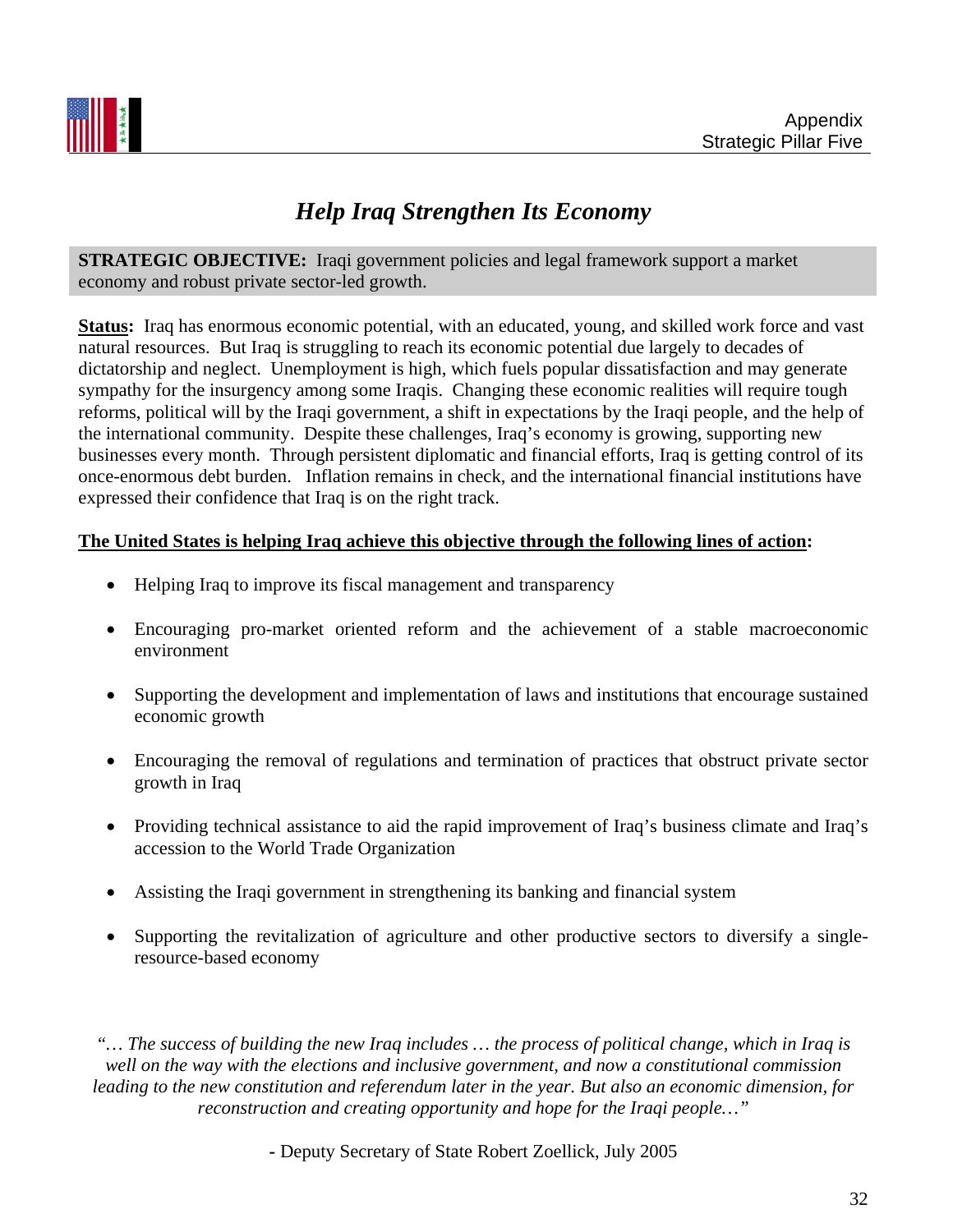# *Help Iraq Strengthen Its Economy*

**STRATEGIC OBJECTIVE:** Iraqi government policies and legal framework support a market economy and robust private sector-led growth.

**Status:** Iraq has enormous economic potential, with an educated, young, and skilled work force and vast natural resources. But Iraq is struggling to reach its economic potential due largely to decades of dictatorship and neglect. Unemployment is high, which fuels popular dissatisfaction and may generate sympathy for the insurgency among some Iraqis. Changing these economic realities will require tough reforms, political will by the Iraqi government, a shift in expectations by the Iraqi people, and the help of the international community. Despite these challenges, Iraq's economy is growing, supporting new businesses every month. Through persistent diplomatic and financial efforts, Iraq is getting control of its once-enormous debt burden. Inflation remains in check, and the international financial institutions have expressed their confidence that Iraq is on the right track.

**The United States is helping Iraq achieve this objective through the following lines of action:**

- Helping Iraq to improve its fiscal management and transparency
- Encouraging pro-market oriented reform and the achievement of a stable macroeconomic environment
- Supporting the development and implementation of laws and institutions that encourage sustained economic growth
- Encouraging the removal of regulations and termination of practices that obstruct private sector growth in Iraq
- Providing technical assistance to aid the rapid improvement of Iraq's business climate and Iraq's accession to the World Trade Organization
- Assisting the Iraqi government in strengthening its banking and financial system
- Supporting the revitalization of agriculture and other productive sectors to diversify a single-resource-based economy

*"… The success of building the new Iraq includes … the process of political change, which in Iraq is well on the way with the elections and inclusive government, and now a constitutional commission leading to the new constitution and referendum later in the year. But also an economic dimension, for reconstruction and creating opportunity and hope for the Iraqi people…"*

- Deputy Secretary of State Robert Zoellick, July 2005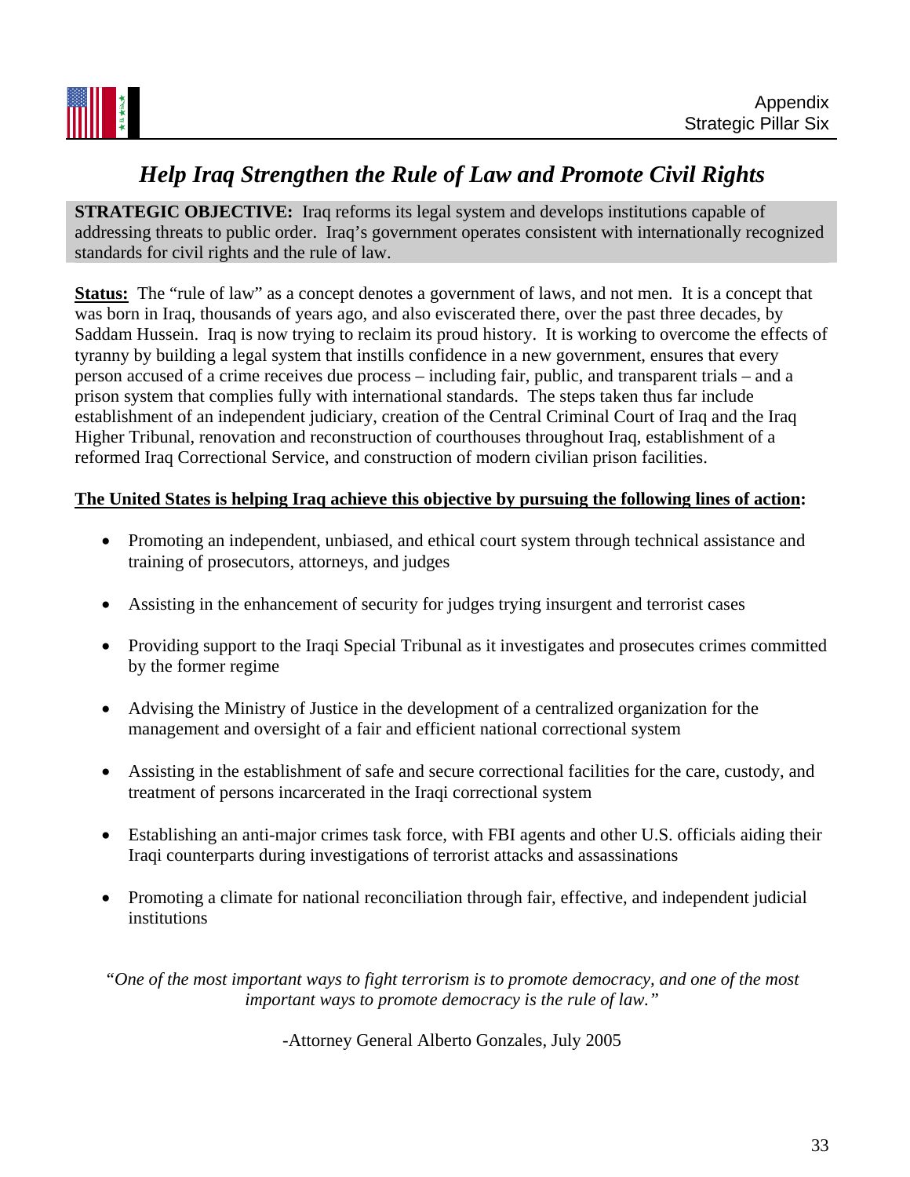# *Help Iraq Strengthen the Rule of Law and Promote Civil Rights*

**STRATEGIC OBJECTIVE:** Iraq reforms its legal system and develops institutions capable of addressing threats to public order. Iraq's government operates consistent with internationally recognized standards for civil rights and the rule of law.

**Status:** The "rule of law" as a concept denotes a government of laws, and not men. It is a concept that was born in Iraq, thousands of years ago, and also eviscerated there, over the past three decades, by Saddam Hussein. Iraq is now trying to reclaim its proud history. It is working to overcome the effects of tyranny by building a legal system that instills confidence in a new government, ensures that every person accused of a crime receives due process – including fair, public, and transparent trials – and a prison system that complies fully with international standards. The steps taken thus far include establishment of an independent judiciary, creation of the Central Criminal Court of Iraq and the Iraq Higher Tribunal, renovation and reconstruction of courthouses throughout Iraq, establishment of a reformed Iraq Correctional Service, and construction of modern civilian prison facilities.

**The United States is helping Iraq achieve this objective by pursuing the following lines of action:**

- Promoting an independent, unbiased, and ethical court system through technical assistance and training of prosecutors, attorneys, and judges
- Assisting in the enhancement of security for judges trying insurgent and terrorist cases
- Providing support to the Iraqi Special Tribunal as it investigates and prosecutes crimes committed by the former regime
- Advising the Ministry of Justice in the development of a centralized organization for the management and oversight of a fair and efficient national correctional system
- Assisting in the establishment of safe and secure correctional facilities for the care, custody, and treatment of persons incarcerated in the Iraqi correctional system
- Establishing an anti-major crimes task force, with FBI agents and other U.S. officials aiding their Iraqi counterparts during investigations of terrorist attacks and assassinations
- Promoting a climate for national reconciliation through fair, effective, and independent judicial institutions

*"One of the most important ways to fight terrorism is to promote democracy, and one of the most important ways to promote democracy is the rule of law."*

-Attorney General Alberto Gonzales, July 2005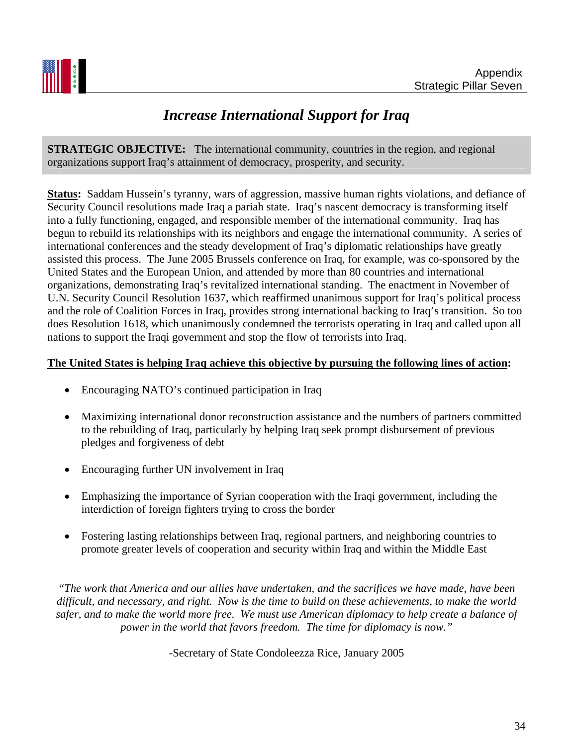# *Increase International Support for Iraq*

**STRATEGIC OBJECTIVE:** The international community, countries in the region, and regional organizations support Iraq's attainment of democracy, prosperity, and security.

**Status:** Saddam Hussein's tyranny, wars of aggression, massive human rights violations, and defiance of Security Council resolutions made Iraq a pariah state. Iraq's nascent democracy is transforming itself into a fully functioning, engaged, and responsible member of the international community. Iraq has begun to rebuild its relationships with its neighbors and engage the international community. A series of international conferences and the steady development of Iraq's diplomatic relationships have greatly assisted this process. The June 2005 Brussels conference on Iraq, for example, was co-sponsored by the United States and the European Union, and attended by more than 80 countries and international organizations, demonstrating Iraq's revitalized international standing. The enactment in November of U.N. Security Council Resolution 1637, which reaffirmed unanimous support for Iraq's political process and the role of Coalition Forces in Iraq, provides strong international backing to Iraq's transition. So too does Resolution 1618, which unanimously condemned the terrorists operating in Iraq and called upon all nations to support the Iraqi government and stop the flow of terrorists into Iraq.

**The United States is helping Iraq achieve this objective by pursuing the following lines of action:**

- Encouraging NATO's continued participation in Iraq
- Maximizing international donor reconstruction assistance and the numbers of partners committed to the rebuilding of Iraq, particularly by helping Iraq seek prompt disbursement of previous pledges and forgiveness of debt
- Encouraging further UN involvement in Iraq
- Emphasizing the importance of Syrian cooperation with the Iraqi government, including the interdiction of foreign fighters trying to cross the border
- Fostering lasting relationships between Iraq, regional partners, and neighboring countries to promote greater levels of cooperation and security within Iraq and within the Middle East

*"The work that America and our allies have undertaken, and the sacrifices we have made, have been difficult, and necessary, and right. Now is the time to build on these achievements, to make the world safer, and to make the world more free. We must use American diplomacy to help create a balance of power in the world that favors freedom. The time for diplomacy is now."*

-Secretary of State Condoleezza Rice, January 2005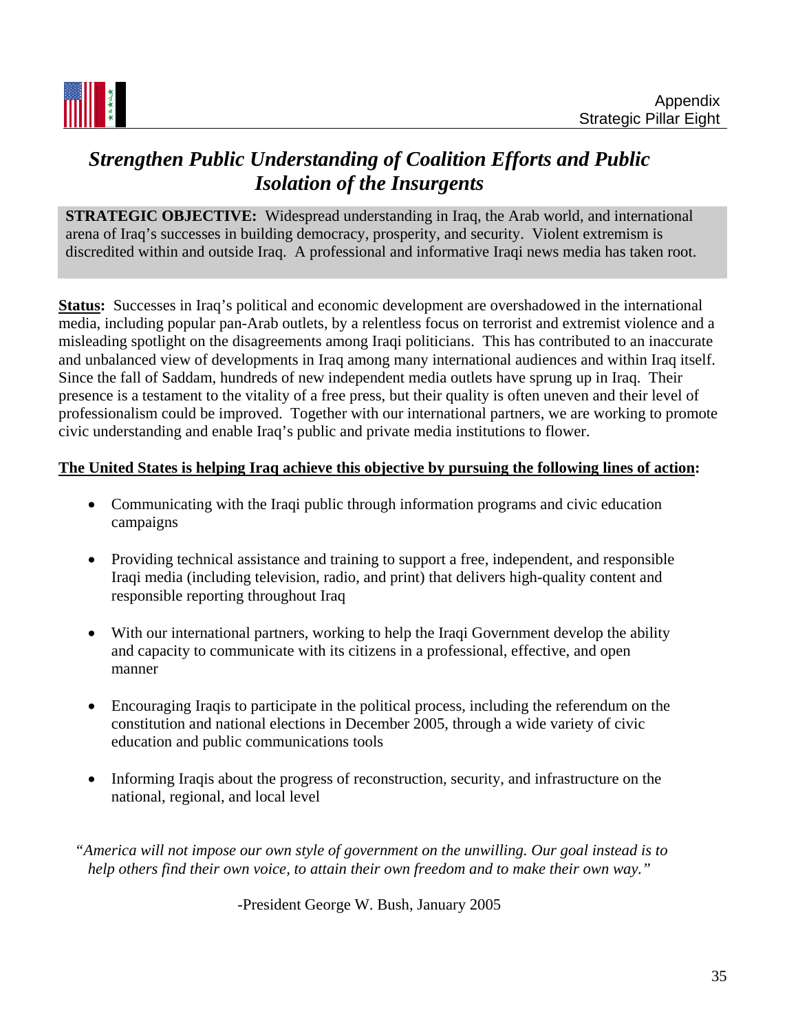# *Strengthen Public Understanding of Coalition Efforts and Public Isolation of the Insurgents*

**STRATEGIC OBJECTIVE:** Widespread understanding in Iraq, the Arab world, and international arena of Iraq's successes in building democracy, prosperity, and security. Violent extremism is discredited within and outside Iraq. A professional and informative Iraqi news media has taken root.

**Status:** Successes in Iraq's political and economic development are overshadowed in the international media, including popular pan-Arab outlets, by a relentless focus on terrorist and extremist violence and a misleading spotlight on the disagreements among Iraqi politicians. This has contributed to an inaccurate and unbalanced view of developments in Iraq among many international audiences and within Iraq itself. Since the fall of Saddam, hundreds of new independent media outlets have sprung up in Iraq. Their presence is a testament to the vitality of a free press, but their quality is often uneven and their level of professionalism could be improved. Together with our international partners, we are working to promote civic understanding and enable Iraq's public and private media institutions to flower.

**The United States is helping Iraq achieve this objective by pursuing the following lines of action:**

- Communicating with the Iraqi public through information programs and civic education campaigns
- Providing technical assistance and training to support a free, independent, and responsible Iraqi media (including television, radio, and print) that delivers high-quality content and responsible reporting throughout Iraq
- With our international partners, working to help the Iraqi Government develop the ability and capacity to communicate with its citizens in a professional, effective, and open manner
- Encouraging Iraqis to participate in the political process, including the referendum on the constitution and national elections in December 2005, through a wide variety of civic education and public communications tools
- Informing Iraqis about the progress of reconstruction, security, and infrastructure on the national, regional, and local level

*"America will not impose our own style of government on the unwilling. Our goal instead is to help others find their own voice, to attain their own freedom and to make their own way."*

-President George W. Bush, January 2005